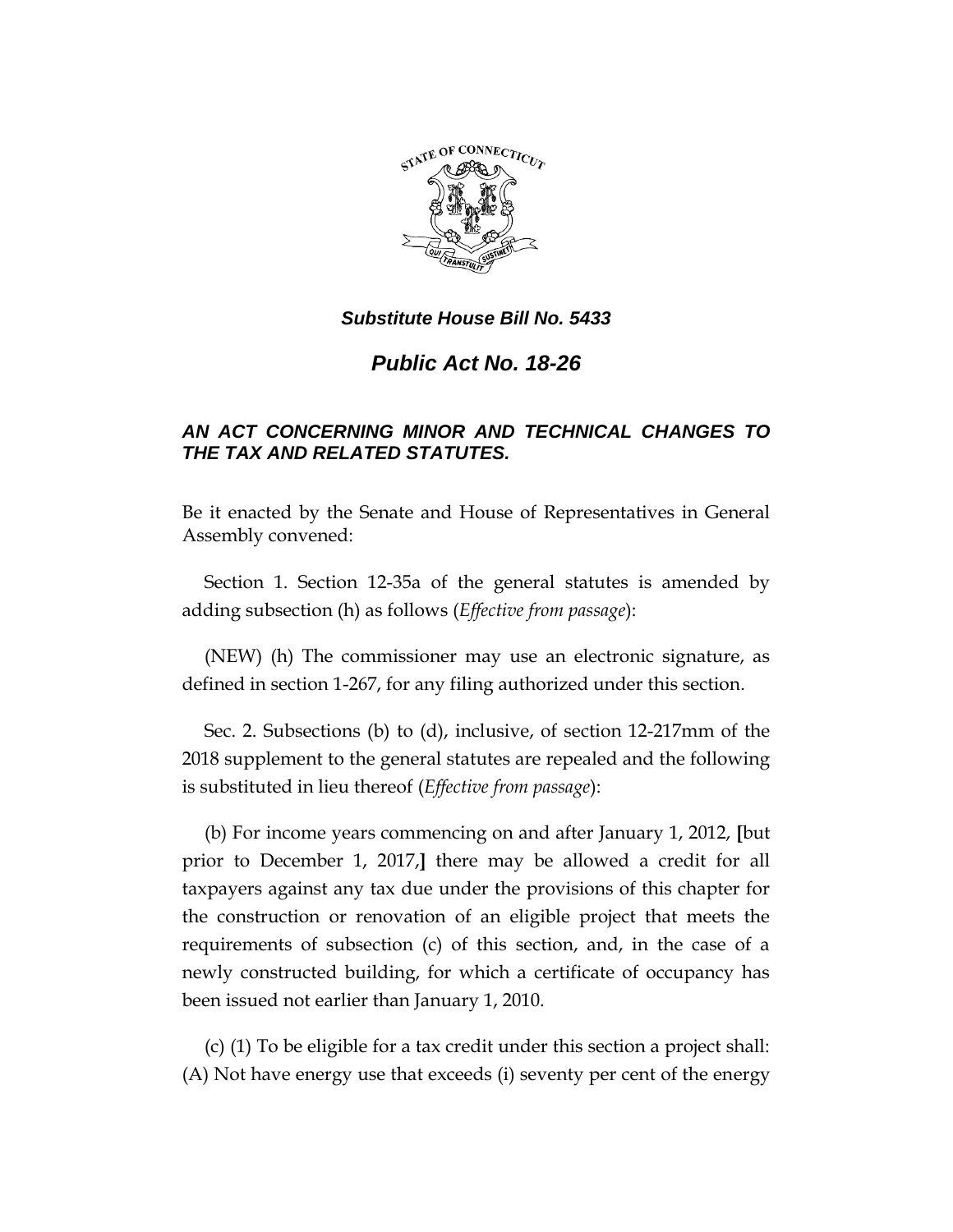***Substitute House Bill No. 5433***

# *Public Act No. 18-26*

## *AN ACT CONCERNING MINOR AND TECHNICAL CHANGES TO THE TAX AND RELATED STATUTES.*

Be it enacted by the Senate and House of Representatives in General Assembly convened:

Section 1. Section 12-35a of the general statutes is amended by adding subsection (h) as follows (*Effective from passage*):

(NEW) (h) The commissioner may use an electronic signature, as defined in section 1-267, for any filing authorized under this section.

Sec. 2. Subsections (b) to (d), inclusive, of section 12-217mm of the 2018 supplement to the general statutes are repealed and the following is substituted in lieu thereof (*Effective from passage*):

(b) For income years commencing on and after January 1, 2012, **[**but prior to December 1, 2017,**]** there may be allowed a credit for all taxpayers against any tax due under the provisions of this chapter for the construction or renovation of an eligible project that meets the requirements of subsection (c) of this section, and, in the case of a newly constructed building, for which a certificate of occupancy has been issued not earlier than January 1, 2010.

(c) (1) To be eligible for a tax credit under this section a project shall: (A) Not have energy use that exceeds (i) seventy per cent of the energy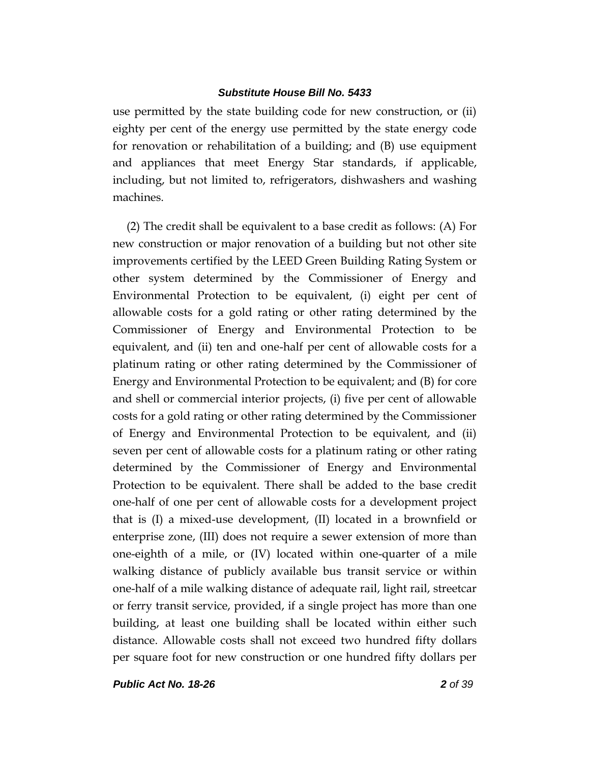use permitted by the state building code for new construction, or (ii) eighty per cent of the energy use permitted by the state energy code for renovation or rehabilitation of a building; and (B) use equipment and appliances that meet Energy Star standards, if applicable, including, but not limited to, refrigerators, dishwashers and washing machines.

(2) The credit shall be equivalent to a base credit as follows: (A) For new construction or major renovation of a building but not other site improvements certified by the LEED Green Building Rating System or other system determined by the Commissioner of Energy and Environmental Protection to be equivalent, (i) eight per cent of allowable costs for a gold rating or other rating determined by the Commissioner of Energy and Environmental Protection to be equivalent, and (ii) ten and one-half per cent of allowable costs for a platinum rating or other rating determined by the Commissioner of Energy and Environmental Protection to be equivalent; and (B) for core and shell or commercial interior projects, (i) five per cent of allowable costs for a gold rating or other rating determined by the Commissioner of Energy and Environmental Protection to be equivalent, and (ii) seven per cent of allowable costs for a platinum rating or other rating determined by the Commissioner of Energy and Environmental Protection to be equivalent. There shall be added to the base credit one-half of one per cent of allowable costs for a development project that is (I) a mixed-use development, (II) located in a brownfield or enterprise zone, (III) does not require a sewer extension of more than one-eighth of a mile, or (IV) located within one-quarter of a mile walking distance of publicly available bus transit service or within one-half of a mile walking distance of adequate rail, light rail, streetcar or ferry transit service, provided, if a single project has more than one building, at least one building shall be located within either such distance. Allowable costs shall not exceed two hundred fifty dollars per square foot for new construction or one hundred fifty dollars per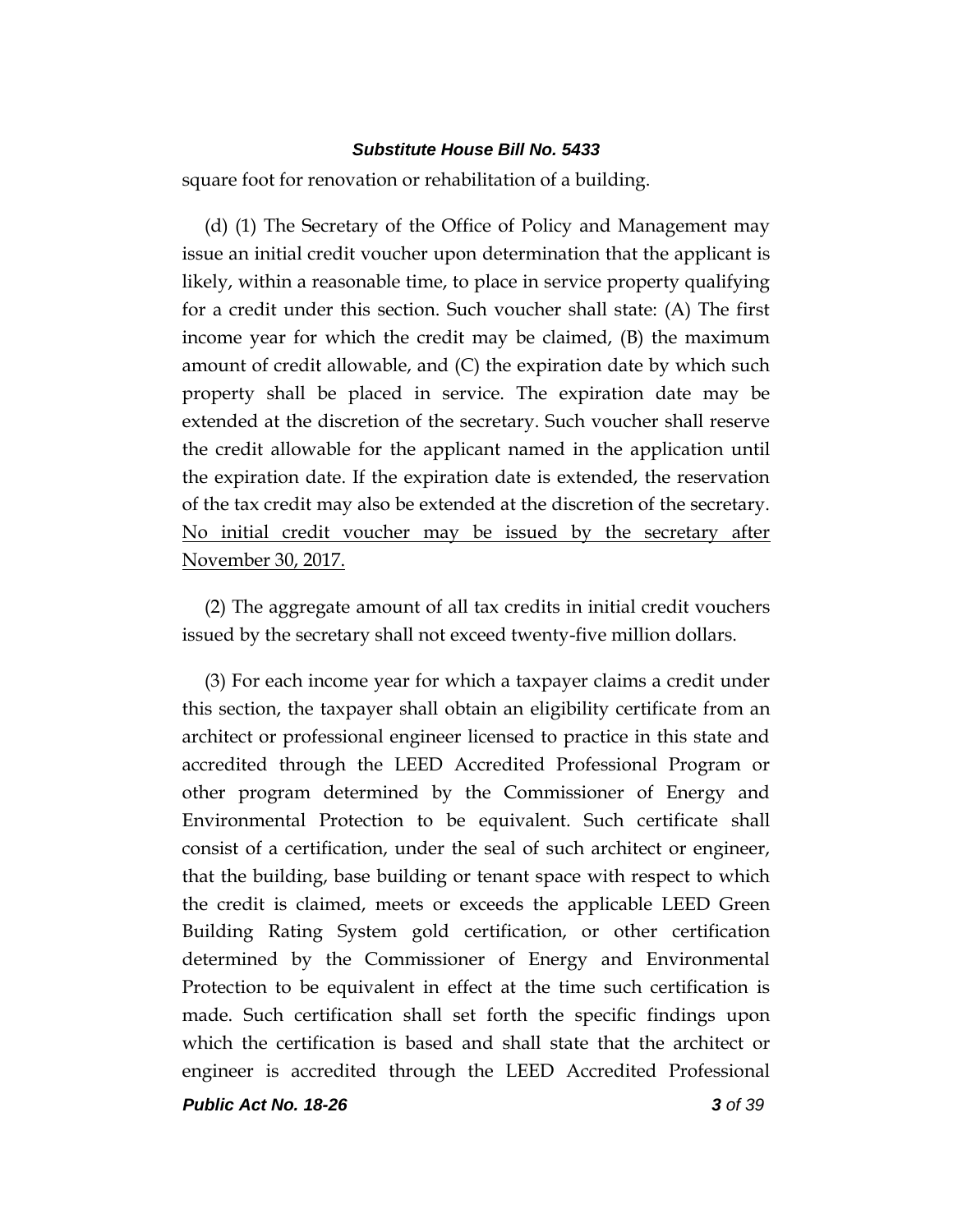square foot for renovation or rehabilitation of a building.

(d) (1) The Secretary of the Office of Policy and Management may issue an initial credit voucher upon determination that the applicant is likely, within a reasonable time, to place in service property qualifying for a credit under this section. Such voucher shall state: (A) The first income year for which the credit may be claimed, (B) the maximum amount of credit allowable, and (C) the expiration date by which such property shall be placed in service. The expiration date may be extended at the discretion of the secretary. Such voucher shall reserve the credit allowable for the applicant named in the application until the expiration date. If the expiration date is extended, the reservation of the tax credit may also be extended at the discretion of the secretary. <u>No initial credit voucher may be issued by the secretary after November 30, 2017.</u>

(2) The aggregate amount of all tax credits in initial credit vouchers issued by the secretary shall not exceed twenty-five million dollars.

(3) For each income year for which a taxpayer claims a credit under this section, the taxpayer shall obtain an eligibility certificate from an architect or professional engineer licensed to practice in this state and accredited through the LEED Accredited Professional Program or other program determined by the Commissioner of Energy and Environmental Protection to be equivalent. Such certificate shall consist of a certification, under the seal of such architect or engineer, that the building, base building or tenant space with respect to which the credit is claimed, meets or exceeds the applicable LEED Green Building Rating System gold certification, or other certification determined by the Commissioner of Energy and Environmental Protection to be equivalent in effect at the time such certification is made. Such certification shall set forth the specific findings upon which the certification is based and shall state that the architect or engineer is accredited through the LEED Accredited Professional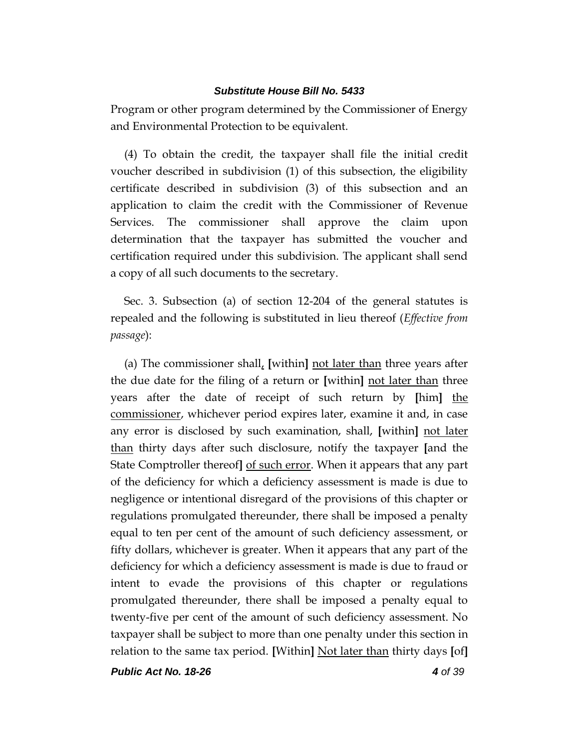Program or other program determined by the Commissioner of Energy and Environmental Protection to be equivalent.

(4) To obtain the credit, the taxpayer shall file the initial credit voucher described in subdivision (1) of this subsection, the eligibility certificate described in subdivision (3) of this subsection and an application to claim the credit with the Commissioner of Revenue Services. The commissioner shall approve the claim upon determination that the taxpayer has submitted the voucher and certification required under this subdivision. The applicant shall send a copy of all such documents to the secretary.

Sec. 3. Subsection (a) of section 12-204 of the general statutes is repealed and the following is substituted in lieu thereof (*Effective from passage*):

(a) The commissioner shall, **[**within**]** <u>not later than</u> three years after the due date for the filing of a return or **[**within**]** <u>not later than</u> three years after the date of receipt of such return by **[**him**]** <u>the commissioner</u>, whichever period expires later, examine it and, in case any error is disclosed by such examination, shall, **[**within**]** <u>not later than</u> thirty days after such disclosure, notify the taxpayer **[**and the State Comptroller thereof**]** <u>of such error</u>. When it appears that any part of the deficiency for which a deficiency assessment is made is due to negligence or intentional disregard of the provisions of this chapter or regulations promulgated thereunder, there shall be imposed a penalty equal to ten per cent of the amount of such deficiency assessment, or fifty dollars, whichever is greater. When it appears that any part of the deficiency for which a deficiency assessment is made is due to fraud or intent to evade the provisions of this chapter or regulations promulgated thereunder, there shall be imposed a penalty equal to twenty-five per cent of the amount of such deficiency assessment. No taxpayer shall be subject to more than one penalty under this section in relation to the same tax period. **[**Within**]** <u>Not later than</u> thirty days **[**of**]**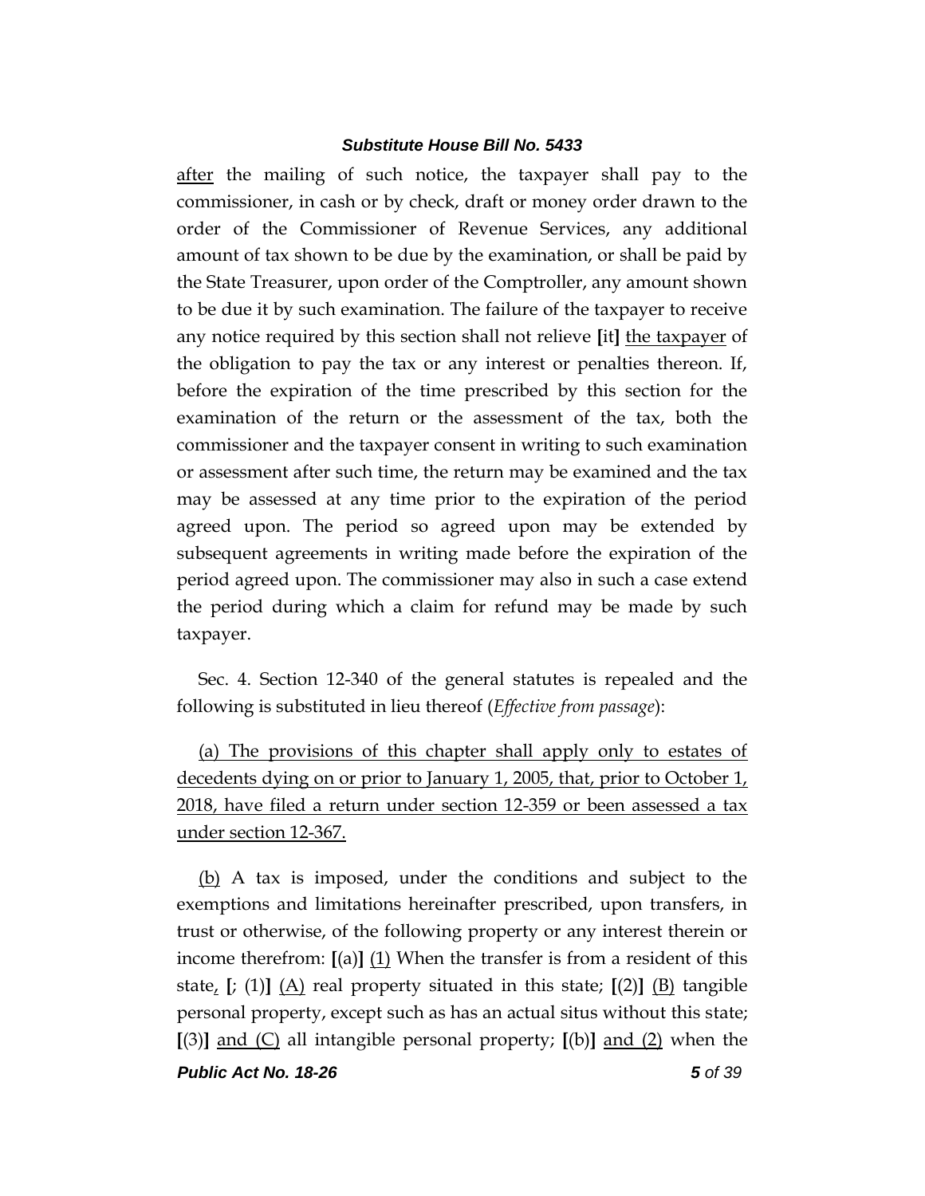after the mailing of such notice, the taxpayer shall pay to the commissioner, in cash or by check, draft or money order drawn to the order of the Commissioner of Revenue Services, any additional amount of tax shown to be due by the examination, or shall be paid by the State Treasurer, upon order of the Comptroller, any amount shown to be due it by such examination. The failure of the taxpayer to receive any notice required by this section shall not relieve [it] the taxpayer of the obligation to pay the tax or any interest or penalties thereon. If, before the expiration of the time prescribed by this section for the examination of the return or the assessment of the tax, both the commissioner and the taxpayer consent in writing to such examination or assessment after such time, the return may be examined and the tax may be assessed at any time prior to the expiration of the period agreed upon. The period so agreed upon may be extended by subsequent agreements in writing made before the expiration of the period agreed upon. The commissioner may also in such a case extend the period during which a claim for refund may be made by such taxpayer.

Sec. 4. Section 12-340 of the general statutes is repealed and the following is substituted in lieu thereof (*Effective from passage*):

(a) The provisions of this chapter shall apply only to estates of decedents dying on or prior to January 1, 2005, that, prior to October 1, 2018, have filed a return under section 12-359 or been assessed a tax under section 12-367.

(b) A tax is imposed, under the conditions and subject to the exemptions and limitations hereinafter prescribed, upon transfers, in trust or otherwise, of the following property or any interest therein or income therefrom: [(a)] (1) When the transfer is from a resident of this state, [; (1)] (A) real property situated in this state; [(2)] (B) tangible personal property, except such as has an actual situs without this state; [(3)] and (C) all intangible personal property; [(b)] and (2) when the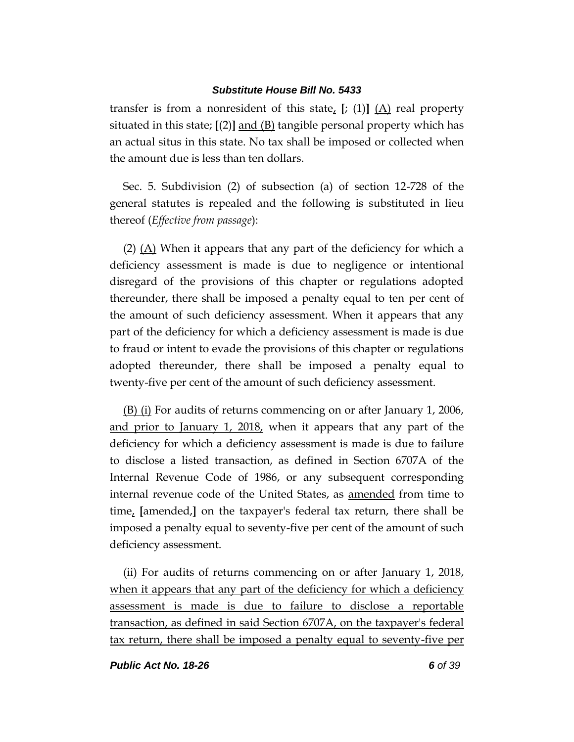transfer is from a nonresident of this state, [; (1)] (A) real property situated in this state; [(2)] and (B) tangible personal property which has an actual situs in this state. No tax shall be imposed or collected when the amount due is less than ten dollars.

Sec. 5. Subdivision (2) of subsection (a) of section 12-728 of the general statutes is repealed and the following is substituted in lieu thereof (*Effective from passage*):

(2) (A) When it appears that any part of the deficiency for which a deficiency assessment is made is due to negligence or intentional disregard of the provisions of this chapter or regulations adopted thereunder, there shall be imposed a penalty equal to ten per cent of the amount of such deficiency assessment. When it appears that any part of the deficiency for which a deficiency assessment is made is due to fraud or intent to evade the provisions of this chapter or regulations adopted thereunder, there shall be imposed a penalty equal to twenty-five per cent of the amount of such deficiency assessment.

(B) (i) For audits of returns commencing on or after January 1, 2006, and prior to January 1, 2018, when it appears that any part of the deficiency for which a deficiency assessment is made is due to failure to disclose a listed transaction, as defined in Section 6707A of the Internal Revenue Code of 1986, or any subsequent corresponding internal revenue code of the United States, as amended from time to time, [amended,] on the taxpayer's federal tax return, there shall be imposed a penalty equal to seventy-five per cent of the amount of such deficiency assessment.

(ii) For audits of returns commencing on or after January 1, 2018, when it appears that any part of the deficiency for which a deficiency assessment is made is due to failure to disclose a reportable transaction, as defined in said Section 6707A, on the taxpayer's federal tax return, there shall be imposed a penalty equal to seventy-five per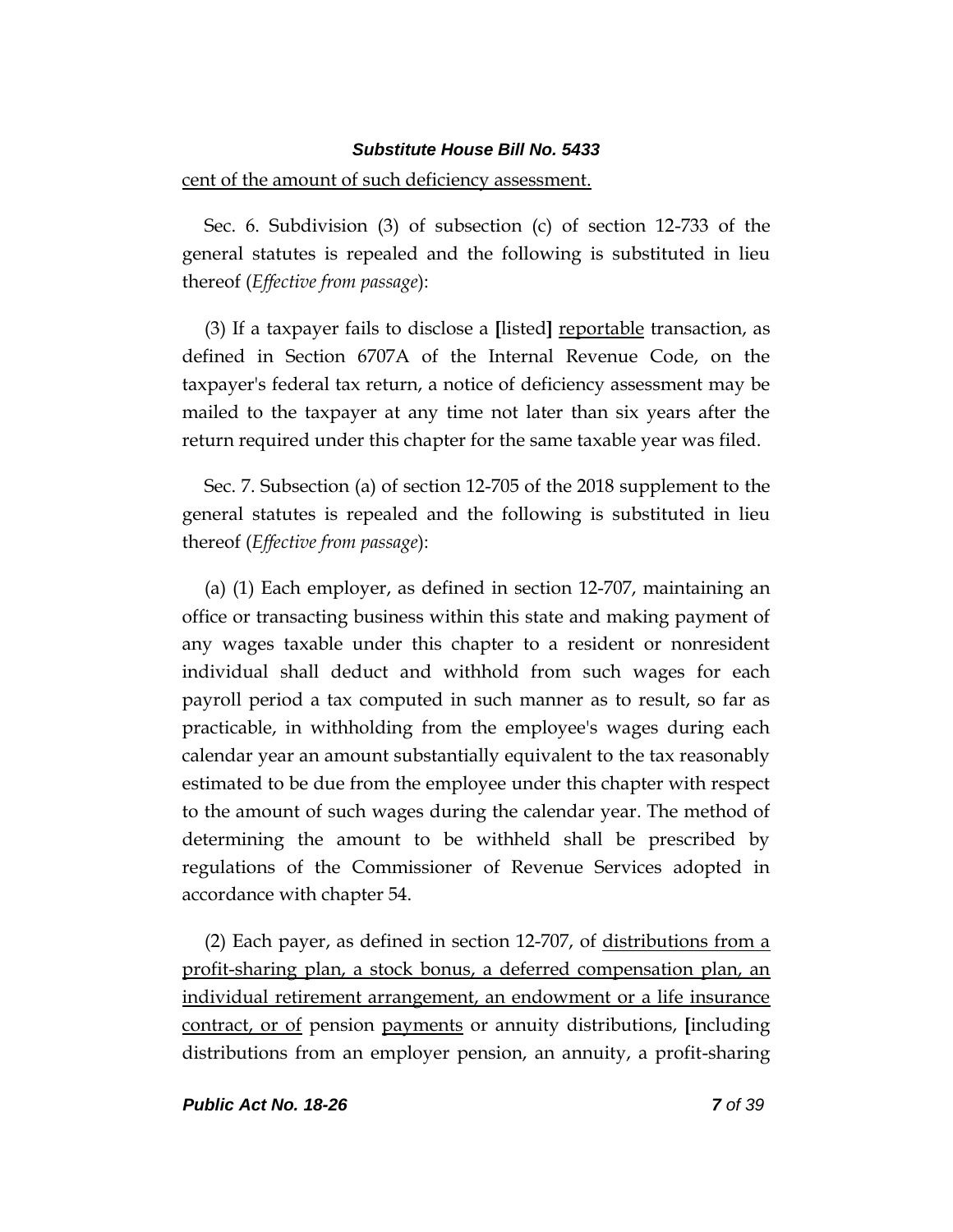cent of the amount of such deficiency assessment.

Sec. 6. Subdivision (3) of subsection (c) of section 12-733 of the general statutes is repealed and the following is substituted in lieu thereof (*Effective from passage*):

(3) If a taxpayer fails to disclose a **[**listed**]** reportable transaction, as defined in Section 6707A of the Internal Revenue Code, on the taxpayer's federal tax return, a notice of deficiency assessment may be mailed to the taxpayer at any time not later than six years after the return required under this chapter for the same taxable year was filed.

Sec. 7. Subsection (a) of section 12-705 of the 2018 supplement to the general statutes is repealed and the following is substituted in lieu thereof (*Effective from passage*):

(a) (1) Each employer, as defined in section 12-707, maintaining an office or transacting business within this state and making payment of any wages taxable under this chapter to a resident or nonresident individual shall deduct and withhold from such wages for each payroll period a tax computed in such manner as to result, so far as practicable, in withholding from the employee's wages during each calendar year an amount substantially equivalent to the tax reasonably estimated to be due from the employee under this chapter with respect to the amount of such wages during the calendar year. The method of determining the amount to be withheld shall be prescribed by regulations of the Commissioner of Revenue Services adopted in accordance with chapter 54.

(2) Each payer, as defined in section 12-707, of distributions from a profit-sharing plan, a stock bonus, a deferred compensation plan, an individual retirement arrangement, an endowment or a life insurance contract, or of pension payments or annuity distributions, **[**including distributions from an employer pension, an annuity, a profit-sharing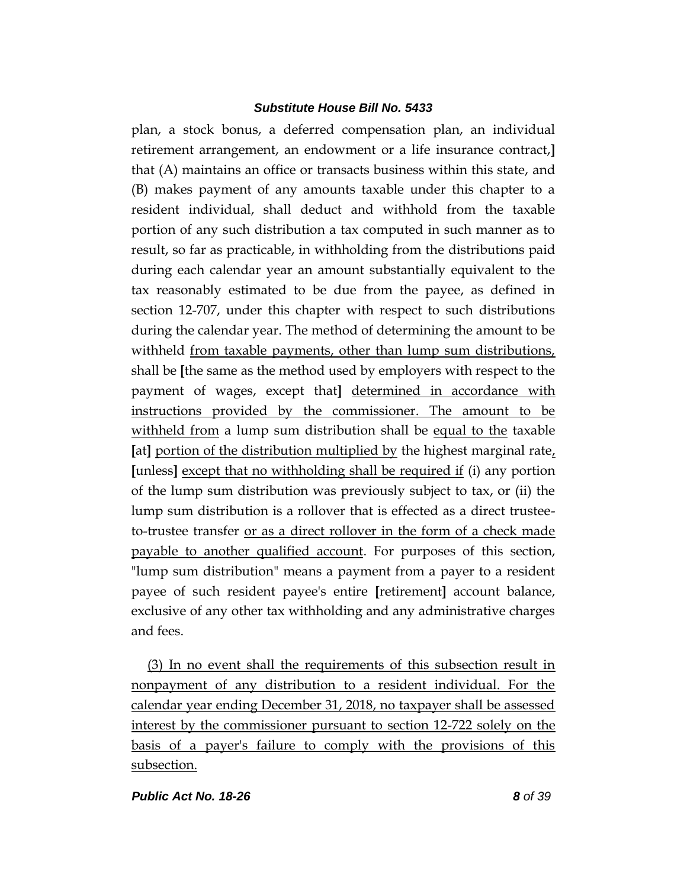plan, a stock bonus, a deferred compensation plan, an individual retirement arrangement, an endowment or a life insurance contract,] that (A) maintains an office or transacts business within this state, and (B) makes payment of any amounts taxable under this chapter to a resident individual, shall deduct and withhold from the taxable portion of any such distribution a tax computed in such manner as to result, so far as practicable, in withholding from the distributions paid during each calendar year an amount substantially equivalent to the tax reasonably estimated to be due from the payee, as defined in section 12-707, under this chapter with respect to such distributions during the calendar year. The method of determining the amount to be withheld <u>from taxable payments, other than lump sum distributions,</u> shall be [the same as the method used by employers with respect to the payment of wages, except that] <u>determined in accordance with instructions provided by the commissioner. The amount to be withheld from</u> a lump sum distribution shall be <u>equal to the</u> taxable [at] <u>portion of the distribution multiplied by</u> the highest marginal rate<u>,</u> [unless] <u>except that no withholding shall be required if</u> (i) any portion of the lump sum distribution was previously subject to tax, or (ii) the lump sum distribution is a rollover that is effected as a direct trustee-to-trustee transfer <u>or as a direct rollover in the form of a check made payable to another qualified account</u>. For purposes of this section, "lump sum distribution" means a payment from a payer to a resident payee of such resident payee's entire [retirement] account balance, exclusive of any other tax withholding and any administrative charges and fees.

<u>(3) In no event shall the requirements of this subsection result in nonpayment of any distribution to a resident individual. For the calendar year ending December 31, 2018, no taxpayer shall be assessed interest by the commissioner pursuant to section 12-722 solely on the basis of a payer's failure to comply with the provisions of this subsection.</u>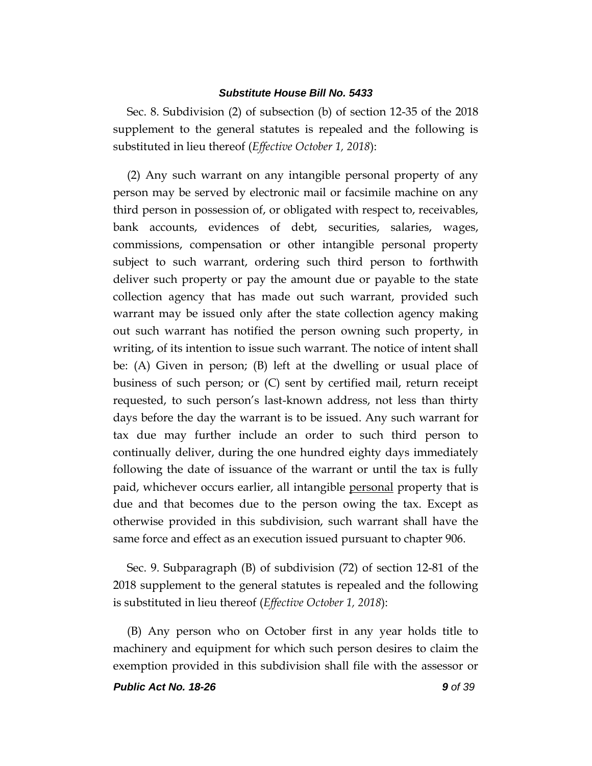Sec. 8. Subdivision (2) of subsection (b) of section 12-35 of the 2018 supplement to the general statutes is repealed and the following is substituted in lieu thereof (*Effective October 1, 2018*):

(2) Any such warrant on any intangible personal property of any person may be served by electronic mail or facsimile machine on any third person in possession of, or obligated with respect to, receivables, bank accounts, evidences of debt, securities, salaries, wages, commissions, compensation or other intangible personal property subject to such warrant, ordering such third person to forthwith deliver such property or pay the amount due or payable to the state collection agency that has made out such warrant, provided such warrant may be issued only after the state collection agency making out such warrant has notified the person owning such property, in writing, of its intention to issue such warrant. The notice of intent shall be: (A) Given in person; (B) left at the dwelling or usual place of business of such person; or (C) sent by certified mail, return receipt requested, to such person's last-known address, not less than thirty days before the day the warrant is to be issued. Any such warrant for tax due may further include an order to such third person to continually deliver, during the one hundred eighty days immediately following the date of issuance of the warrant or until the tax is fully paid, whichever occurs earlier, all intangible <u>personal</u> property that is due and that becomes due to the person owing the tax. Except as otherwise provided in this subdivision, such warrant shall have the same force and effect as an execution issued pursuant to chapter 906.

Sec. 9. Subparagraph (B) of subdivision (72) of section 12-81 of the 2018 supplement to the general statutes is repealed and the following is substituted in lieu thereof (*Effective October 1, 2018*):

(B) Any person who on October first in any year holds title to machinery and equipment for which such person desires to claim the exemption provided in this subdivision shall file with the assessor or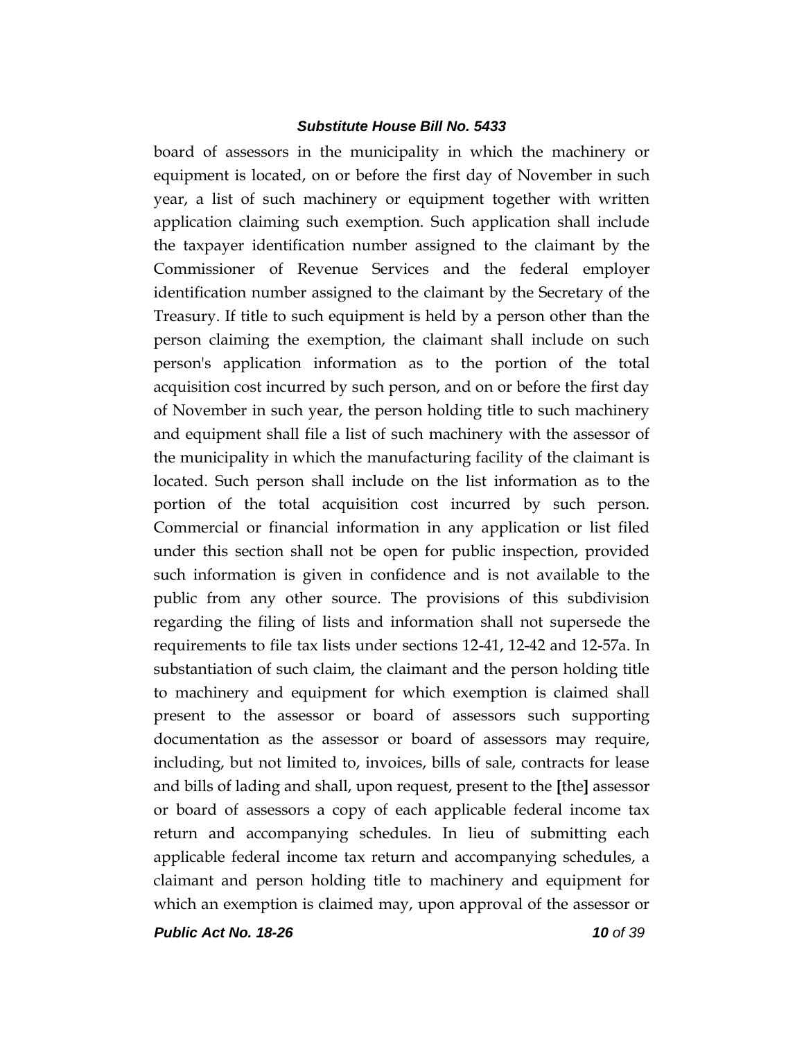board of assessors in the municipality in which the machinery or equipment is located, on or before the first day of November in such year, a list of such machinery or equipment together with written application claiming such exemption. Such application shall include the taxpayer identification number assigned to the claimant by the Commissioner of Revenue Services and the federal employer identification number assigned to the claimant by the Secretary of the Treasury. If title to such equipment is held by a person other than the person claiming the exemption, the claimant shall include on such person's application information as to the portion of the total acquisition cost incurred by such person, and on or before the first day of November in such year, the person holding title to such machinery and equipment shall file a list of such machinery with the assessor of the municipality in which the manufacturing facility of the claimant is located. Such person shall include on the list information as to the portion of the total acquisition cost incurred by such person. Commercial or financial information in any application or list filed under this section shall not be open for public inspection, provided such information is given in confidence and is not available to the public from any other source. The provisions of this subdivision regarding the filing of lists and information shall not supersede the requirements to file tax lists under sections 12-41, 12-42 and 12-57a. In substantiation of such claim, the claimant and the person holding title to machinery and equipment for which exemption is claimed shall present to the assessor or board of assessors such supporting documentation as the assessor or board of assessors may require, including, but not limited to, invoices, bills of sale, contracts for lease and bills of lading and shall, upon request, present to the **[**the**]** assessor or board of assessors a copy of each applicable federal income tax return and accompanying schedules. In lieu of submitting each applicable federal income tax return and accompanying schedules, a claimant and person holding title to machinery and equipment for which an exemption is claimed may, upon approval of the assessor or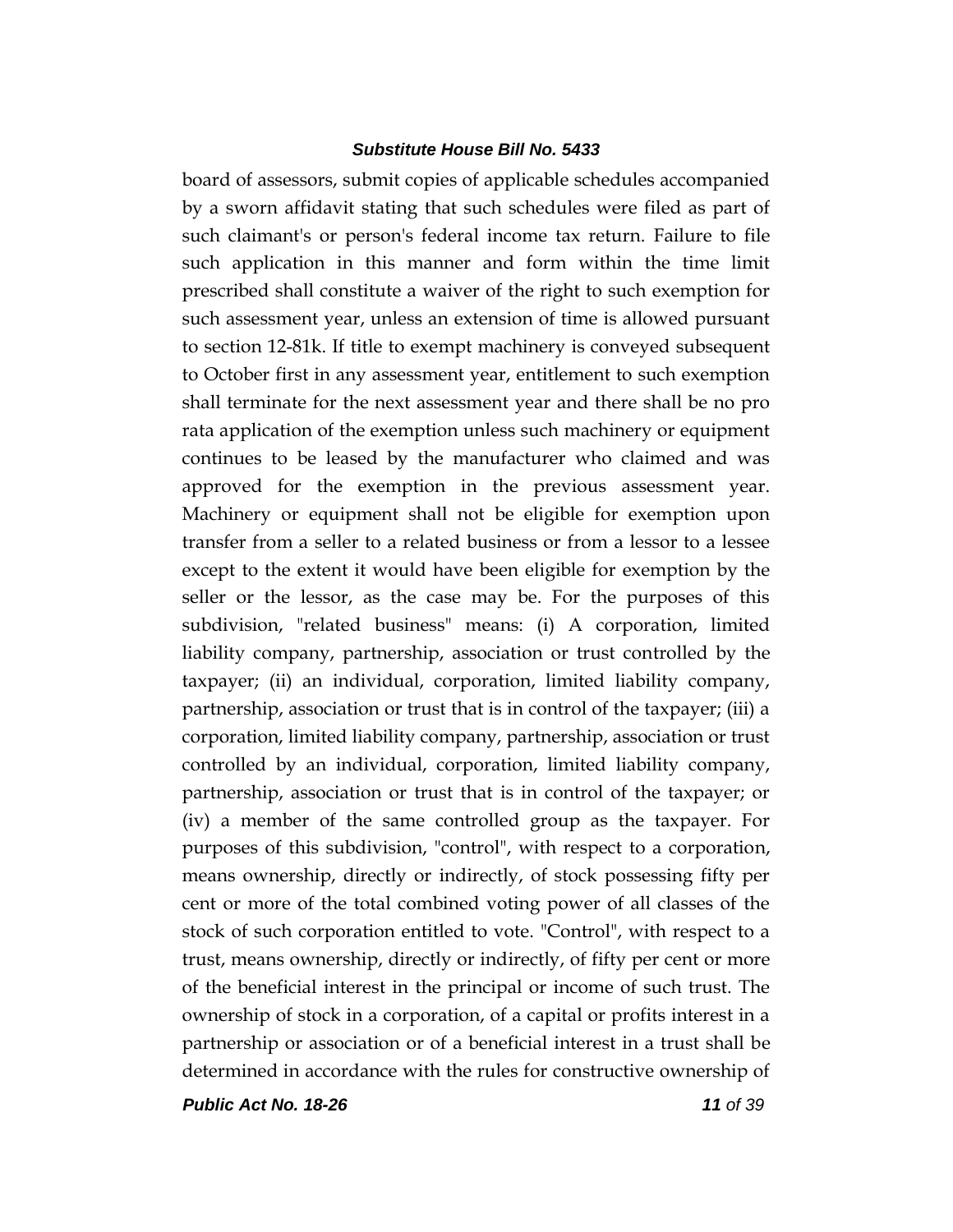board of assessors, submit copies of applicable schedules accompanied by a sworn affidavit stating that such schedules were filed as part of such claimant's or person's federal income tax return. Failure to file such application in this manner and form within the time limit prescribed shall constitute a waiver of the right to such exemption for such assessment year, unless an extension of time is allowed pursuant to section 12-81k. If title to exempt machinery is conveyed subsequent to October first in any assessment year, entitlement to such exemption shall terminate for the next assessment year and there shall be no pro rata application of the exemption unless such machinery or equipment continues to be leased by the manufacturer who claimed and was approved for the exemption in the previous assessment year. Machinery or equipment shall not be eligible for exemption upon transfer from a seller to a related business or from a lessor to a lessee except to the extent it would have been eligible for exemption by the seller or the lessor, as the case may be. For the purposes of this subdivision, "related business" means: (i) A corporation, limited liability company, partnership, association or trust controlled by the taxpayer; (ii) an individual, corporation, limited liability company, partnership, association or trust that is in control of the taxpayer; (iii) a corporation, limited liability company, partnership, association or trust controlled by an individual, corporation, limited liability company, partnership, association or trust that is in control of the taxpayer; or (iv) a member of the same controlled group as the taxpayer. For purposes of this subdivision, "control", with respect to a corporation, means ownership, directly or indirectly, of stock possessing fifty per cent or more of the total combined voting power of all classes of the stock of such corporation entitled to vote. "Control", with respect to a trust, means ownership, directly or indirectly, of fifty per cent or more of the beneficial interest in the principal or income of such trust. The ownership of stock in a corporation, of a capital or profits interest in a partnership or association or of a beneficial interest in a trust shall be determined in accordance with the rules for constructive ownership of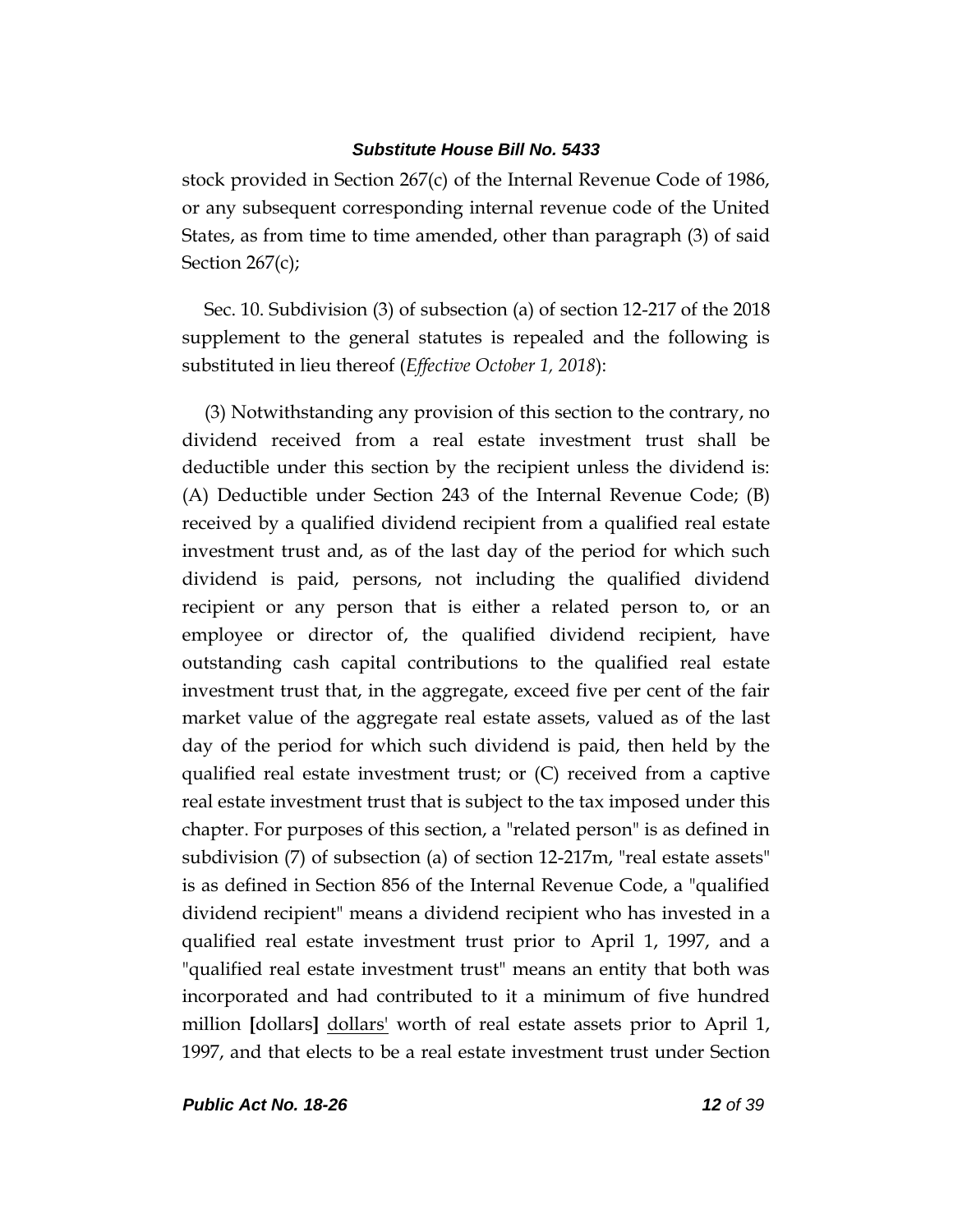stock provided in Section 267(c) of the Internal Revenue Code of 1986, or any subsequent corresponding internal revenue code of the United States, as from time to time amended, other than paragraph (3) of said Section 267(c);

Sec. 10. Subdivision (3) of subsection (a) of section 12-217 of the 2018 supplement to the general statutes is repealed and the following is substituted in lieu thereof (*Effective October 1, 2018*):

(3) Notwithstanding any provision of this section to the contrary, no dividend received from a real estate investment trust shall be deductible under this section by the recipient unless the dividend is: (A) Deductible under Section 243 of the Internal Revenue Code; (B) received by a qualified dividend recipient from a qualified real estate investment trust and, as of the last day of the period for which such dividend is paid, persons, not including the qualified dividend recipient or any person that is either a related person to, or an employee or director of, the qualified dividend recipient, have outstanding cash capital contributions to the qualified real estate investment trust that, in the aggregate, exceed five per cent of the fair market value of the aggregate real estate assets, valued as of the last day of the period for which such dividend is paid, then held by the qualified real estate investment trust; or (C) received from a captive real estate investment trust that is subject to the tax imposed under this chapter. For purposes of this section, a "related person" is as defined in subdivision (7) of subsection (a) of section 12-217m, "real estate assets" is as defined in Section 856 of the Internal Revenue Code, a "qualified dividend recipient" means a dividend recipient who has invested in a qualified real estate investment trust prior to April 1, 1997, and a "qualified real estate investment trust" means an entity that both was incorporated and had contributed to it a minimum of five hundred million **[**dollars**]** <u>dollars'</u> worth of real estate assets prior to April 1, 1997, and that elects to be a real estate investment trust under Section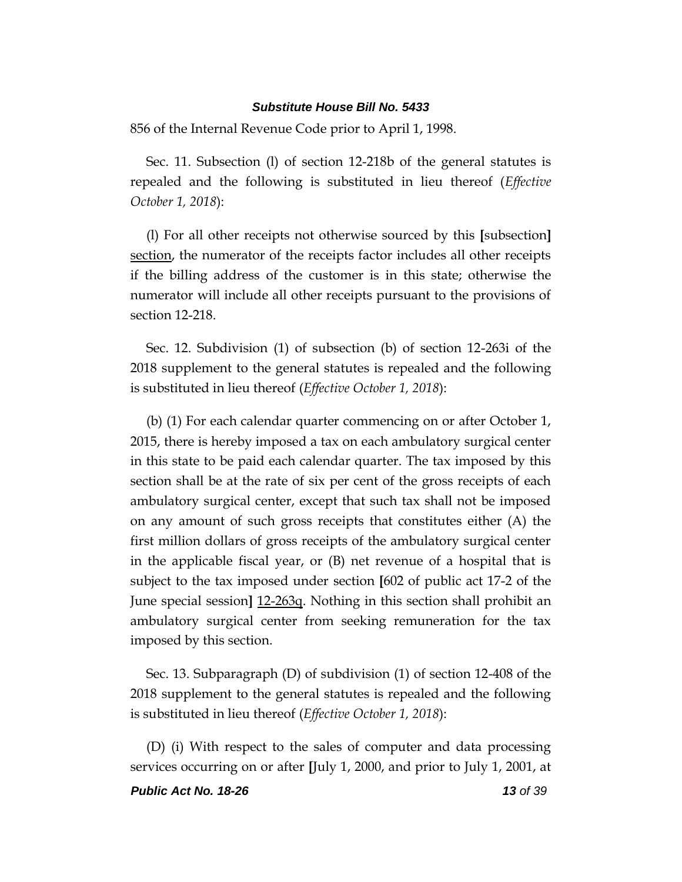856 of the Internal Revenue Code prior to April 1, 1998.

Sec. 11. Subsection (l) of section 12-218b of the general statutes is repealed and the following is substituted in lieu thereof (*Effective October 1, 2018*):

(l) For all other receipts not otherwise sourced by this **[**subsection**]** <u>section</u>, the numerator of the receipts factor includes all other receipts if the billing address of the customer is in this state; otherwise the numerator will include all other receipts pursuant to the provisions of section 12-218.

Sec. 12. Subdivision (1) of subsection (b) of section 12-263i of the 2018 supplement to the general statutes is repealed and the following is substituted in lieu thereof (*Effective October 1, 2018*):

(b) (1) For each calendar quarter commencing on or after October 1, 2015, there is hereby imposed a tax on each ambulatory surgical center in this state to be paid each calendar quarter. The tax imposed by this section shall be at the rate of six per cent of the gross receipts of each ambulatory surgical center, except that such tax shall not be imposed on any amount of such gross receipts that constitutes either (A) the first million dollars of gross receipts of the ambulatory surgical center in the applicable fiscal year, or (B) net revenue of a hospital that is subject to the tax imposed under section **[**602 of public act 17-2 of the June special session**]** <u>12-263q</u>. Nothing in this section shall prohibit an ambulatory surgical center from seeking remuneration for the tax imposed by this section.

Sec. 13. Subparagraph (D) of subdivision (1) of section 12-408 of the 2018 supplement to the general statutes is repealed and the following is substituted in lieu thereof (*Effective October 1, 2018*):

(D) (i) With respect to the sales of computer and data processing services occurring on or after **[**July 1, 2000, and prior to July 1, 2001, at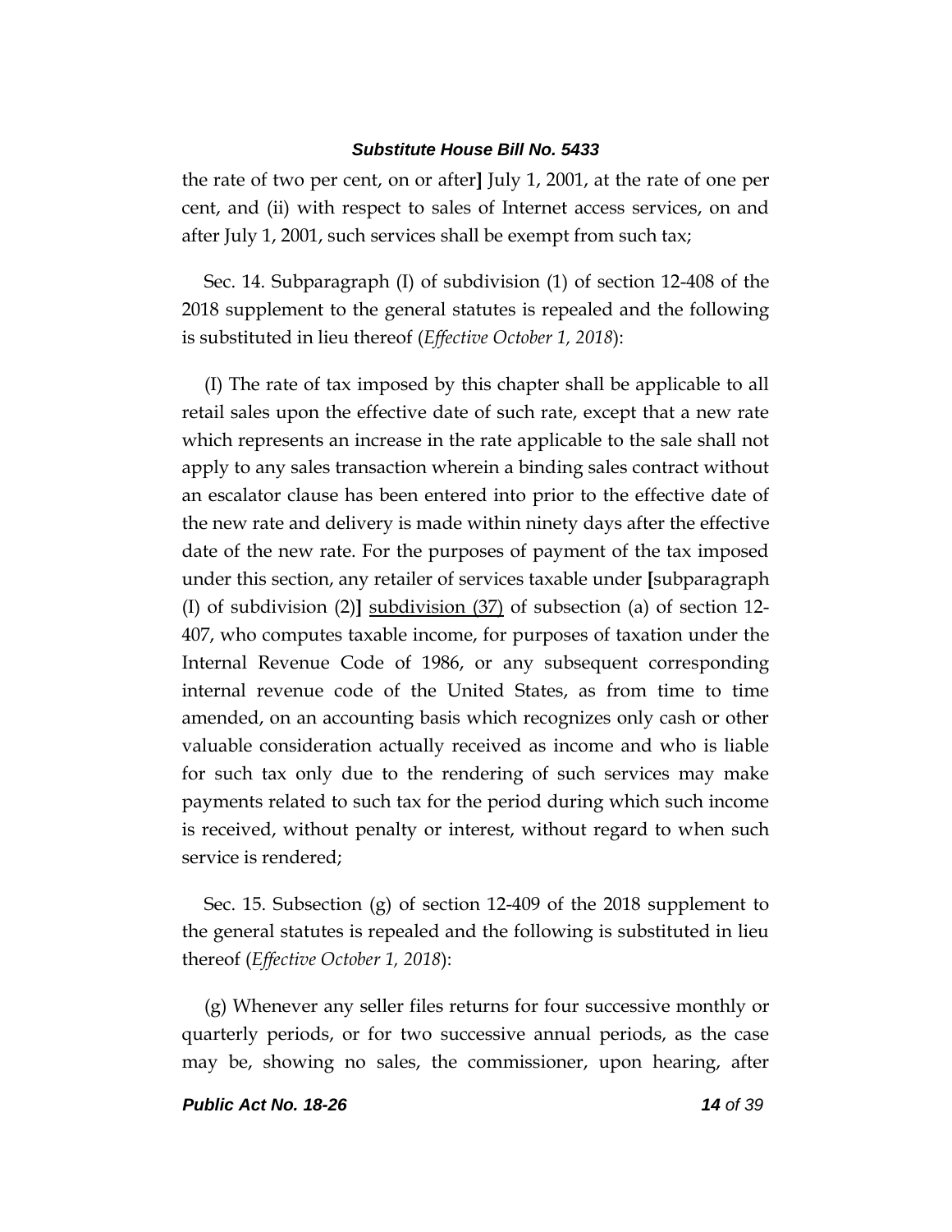the rate of two per cent, on or after] July 1, 2001, at the rate of one per cent, and (ii) with respect to sales of Internet access services, on and after July 1, 2001, such services shall be exempt from such tax;

Sec. 14. Subparagraph (I) of subdivision (1) of section 12-408 of the 2018 supplement to the general statutes is repealed and the following is substituted in lieu thereof (*Effective October 1, 2018*):

(I) The rate of tax imposed by this chapter shall be applicable to all retail sales upon the effective date of such rate, except that a new rate which represents an increase in the rate applicable to the sale shall not apply to any sales transaction wherein a binding sales contract without an escalator clause has been entered into prior to the effective date of the new rate and delivery is made within ninety days after the effective date of the new rate. For the purposes of payment of the tax imposed under this section, any retailer of services taxable under **[**subparagraph (I) of subdivision (2)**]** <u>subdivision (37)</u> of subsection (a) of section 12-407, who computes taxable income, for purposes of taxation under the Internal Revenue Code of 1986, or any subsequent corresponding internal revenue code of the United States, as from time to time amended, on an accounting basis which recognizes only cash or other valuable consideration actually received as income and who is liable for such tax only due to the rendering of such services may make payments related to such tax for the period during which such income is received, without penalty or interest, without regard to when such service is rendered;

Sec. 15. Subsection (g) of section 12-409 of the 2018 supplement to the general statutes is repealed and the following is substituted in lieu thereof (*Effective October 1, 2018*):

(g) Whenever any seller files returns for four successive monthly or quarterly periods, or for two successive annual periods, as the case may be, showing no sales, the commissioner, upon hearing, after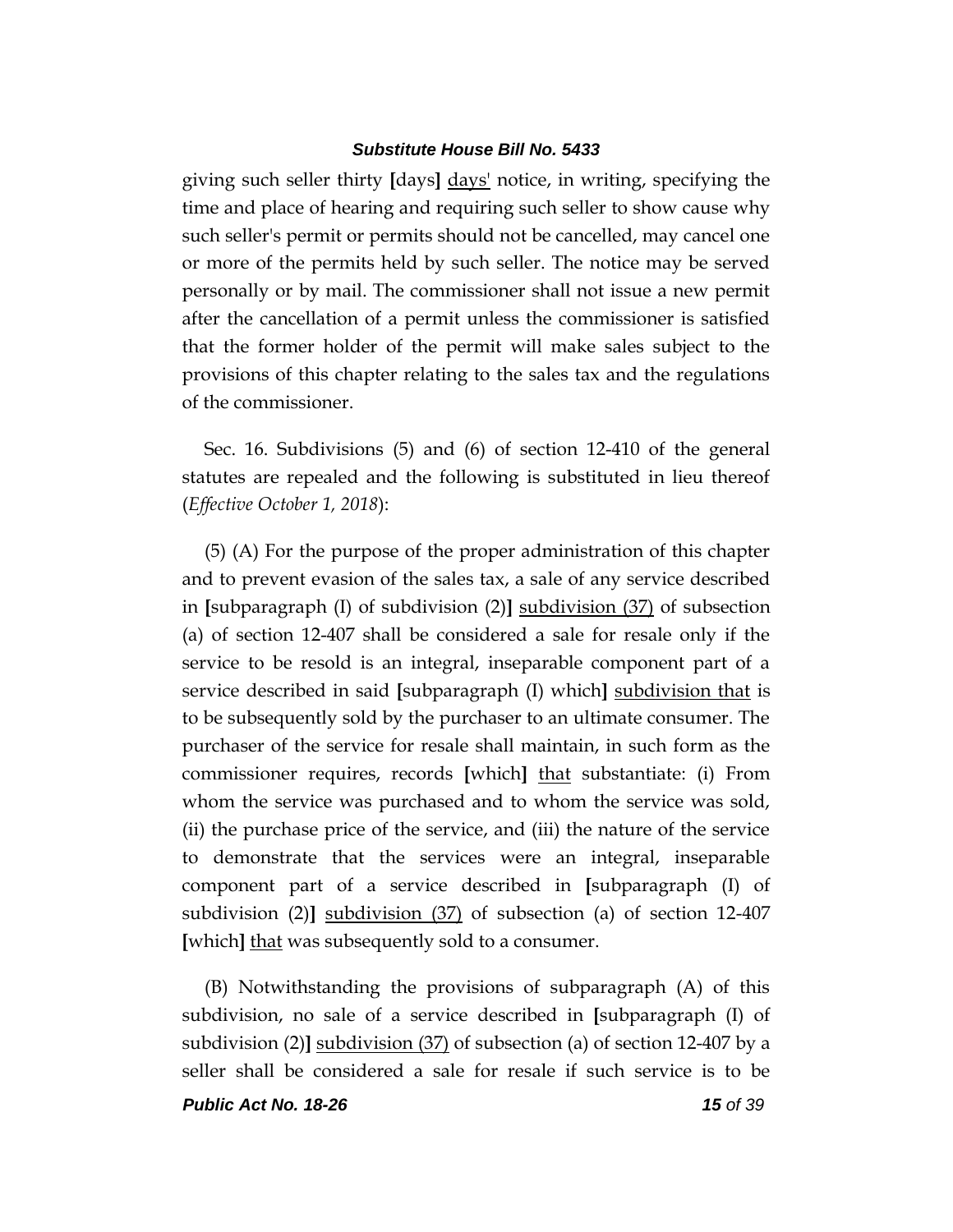giving such seller thirty [days] <u>days'</u> notice, in writing, specifying the time and place of hearing and requiring such seller to show cause why such seller's permit or permits should not be cancelled, may cancel one or more of the permits held by such seller. The notice may be served personally or by mail. The commissioner shall not issue a new permit after the cancellation of a permit unless the commissioner is satisfied that the former holder of the permit will make sales subject to the provisions of this chapter relating to the sales tax and the regulations of the commissioner.

Sec. 16. Subdivisions (5) and (6) of section 12-410 of the general statutes are repealed and the following is substituted in lieu thereof (*Effective October 1, 2018*):

(5) (A) For the purpose of the proper administration of this chapter and to prevent evasion of the sales tax, a sale of any service described in [subparagraph (I) of subdivision (2)] <u>subdivision (37)</u> of subsection (a) of section 12-407 shall be considered a sale for resale only if the service to be resold is an integral, inseparable component part of a service described in said [subparagraph (I) which] <u>subdivision that</u> is to be subsequently sold by the purchaser to an ultimate consumer. The purchaser of the service for resale shall maintain, in such form as the commissioner requires, records [which] <u>that</u> substantiate: (i) From whom the service was purchased and to whom the service was sold, (ii) the purchase price of the service, and (iii) the nature of the service to demonstrate that the services were an integral, inseparable component part of a service described in [subparagraph (I) of subdivision (2)] <u>subdivision (37)</u> of subsection (a) of section 12-407 [which] <u>that</u> was subsequently sold to a consumer.

(B) Notwithstanding the provisions of subparagraph (A) of this subdivision, no sale of a service described in [subparagraph (I) of subdivision (2)] <u>subdivision (37)</u> of subsection (a) of section 12-407 by a seller shall be considered a sale for resale if such service is to be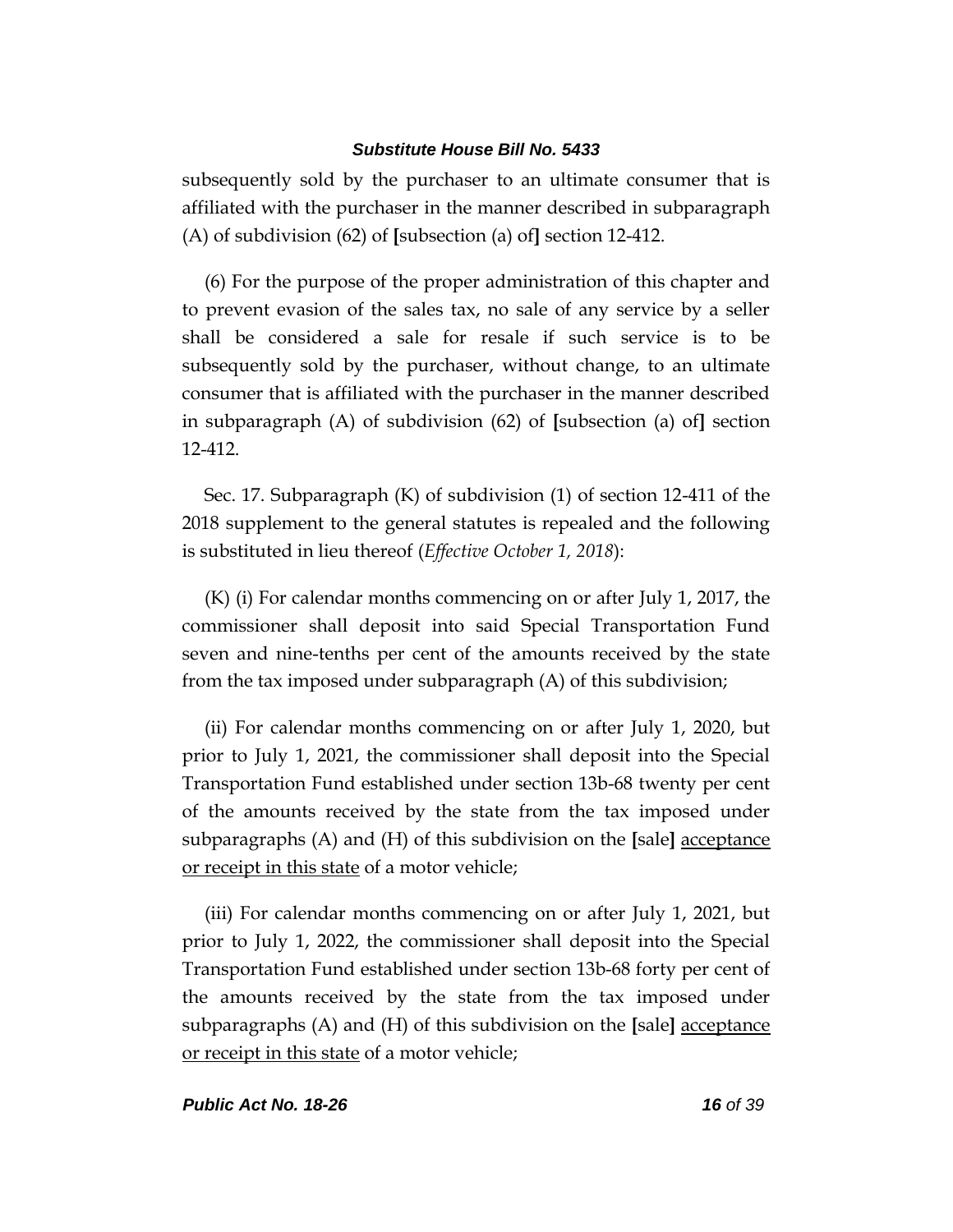subsequently sold by the purchaser to an ultimate consumer that is affiliated with the purchaser in the manner described in subparagraph (A) of subdivision (62) of **[**subsection (a) of**]** section 12-412.

(6) For the purpose of the proper administration of this chapter and to prevent evasion of the sales tax, no sale of any service by a seller shall be considered a sale for resale if such service is to be subsequently sold by the purchaser, without change, to an ultimate consumer that is affiliated with the purchaser in the manner described in subparagraph (A) of subdivision (62) of **[**subsection (a) of**]** section 12-412.

Sec. 17. Subparagraph (K) of subdivision (1) of section 12-411 of the 2018 supplement to the general statutes is repealed and the following is substituted in lieu thereof (*Effective October 1, 2018*):

(K) (i) For calendar months commencing on or after July 1, 2017, the commissioner shall deposit into said Special Transportation Fund seven and nine-tenths per cent of the amounts received by the state from the tax imposed under subparagraph (A) of this subdivision;

(ii) For calendar months commencing on or after July 1, 2020, but prior to July 1, 2021, the commissioner shall deposit into the Special Transportation Fund established under section 13b-68 twenty per cent of the amounts received by the state from the tax imposed under subparagraphs (A) and (H) of this subdivision on the **[**sale**]** <u>acceptance or receipt in this state</u> of a motor vehicle;

(iii) For calendar months commencing on or after July 1, 2021, but prior to July 1, 2022, the commissioner shall deposit into the Special Transportation Fund established under section 13b-68 forty per cent of the amounts received by the state from the tax imposed under subparagraphs (A) and (H) of this subdivision on the **[**sale**]** <u>acceptance or receipt in this state</u> of a motor vehicle;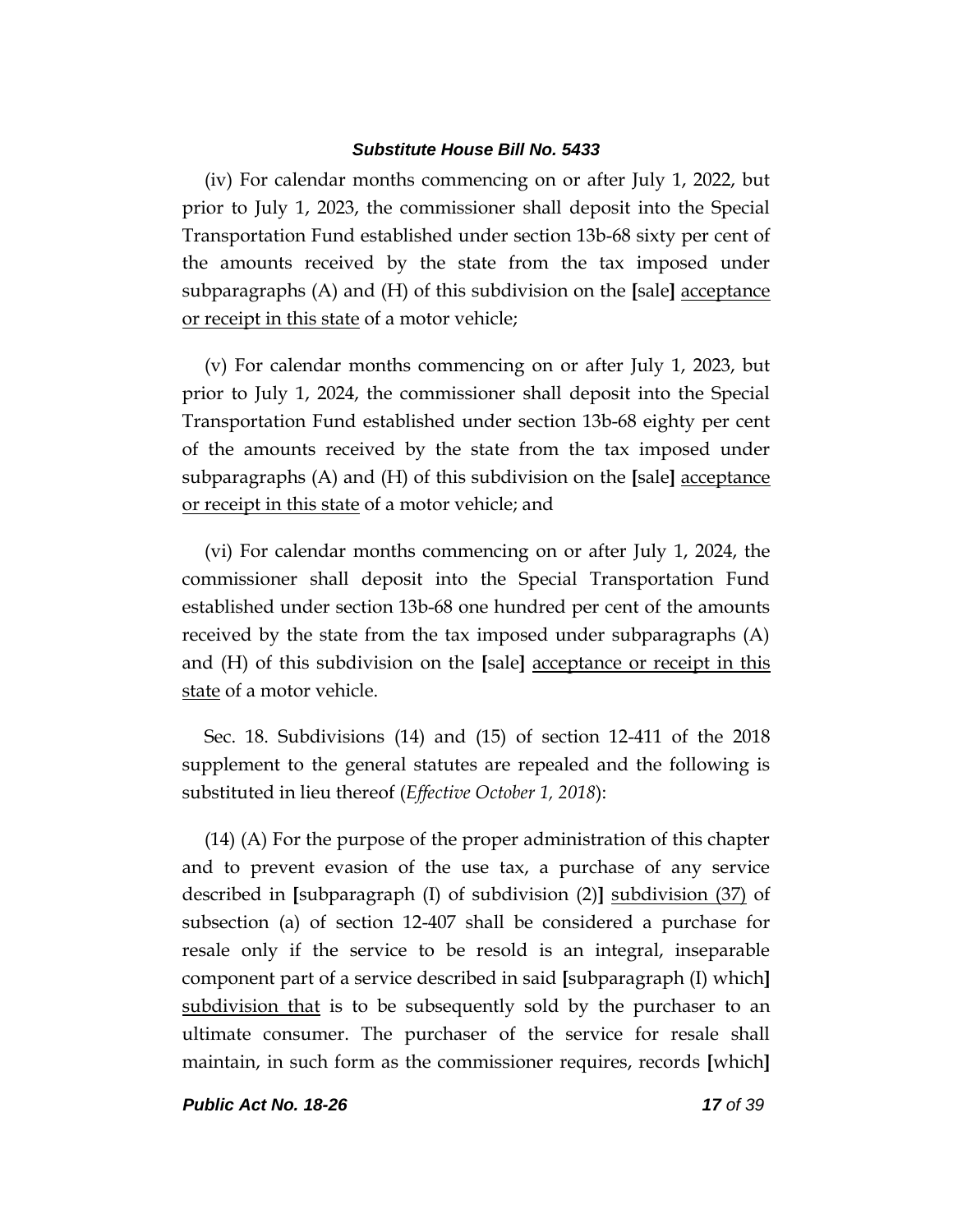(iv) For calendar months commencing on or after July 1, 2022, but prior to July 1, 2023, the commissioner shall deposit into the Special Transportation Fund established under section 13b-68 sixty per cent of the amounts received by the state from the tax imposed under subparagraphs (A) and (H) of this subdivision on the **[**sale**]** acceptance or receipt in this state of a motor vehicle;

(v) For calendar months commencing on or after July 1, 2023, but prior to July 1, 2024, the commissioner shall deposit into the Special Transportation Fund established under section 13b-68 eighty per cent of the amounts received by the state from the tax imposed under subparagraphs (A) and (H) of this subdivision on the **[**sale**]** acceptance or receipt in this state of a motor vehicle; and

(vi) For calendar months commencing on or after July 1, 2024, the commissioner shall deposit into the Special Transportation Fund established under section 13b-68 one hundred per cent of the amounts received by the state from the tax imposed under subparagraphs (A) and (H) of this subdivision on the **[**sale**]** acceptance or receipt in this state of a motor vehicle.

Sec. 18. Subdivisions (14) and (15) of section 12-411 of the 2018 supplement to the general statutes are repealed and the following is substituted in lieu thereof (*Effective October 1, 2018*):

(14) (A) For the purpose of the proper administration of this chapter and to prevent evasion of the use tax, a purchase of any service described in **[**subparagraph (I) of subdivision (2)**]** subdivision (37) of subsection (a) of section 12-407 shall be considered a purchase for resale only if the service to be resold is an integral, inseparable component part of a service described in said **[**subparagraph (I) which**]** subdivision that is to be subsequently sold by the purchaser to an ultimate consumer. The purchaser of the service for resale shall maintain, in such form as the commissioner requires, records **[**which**]**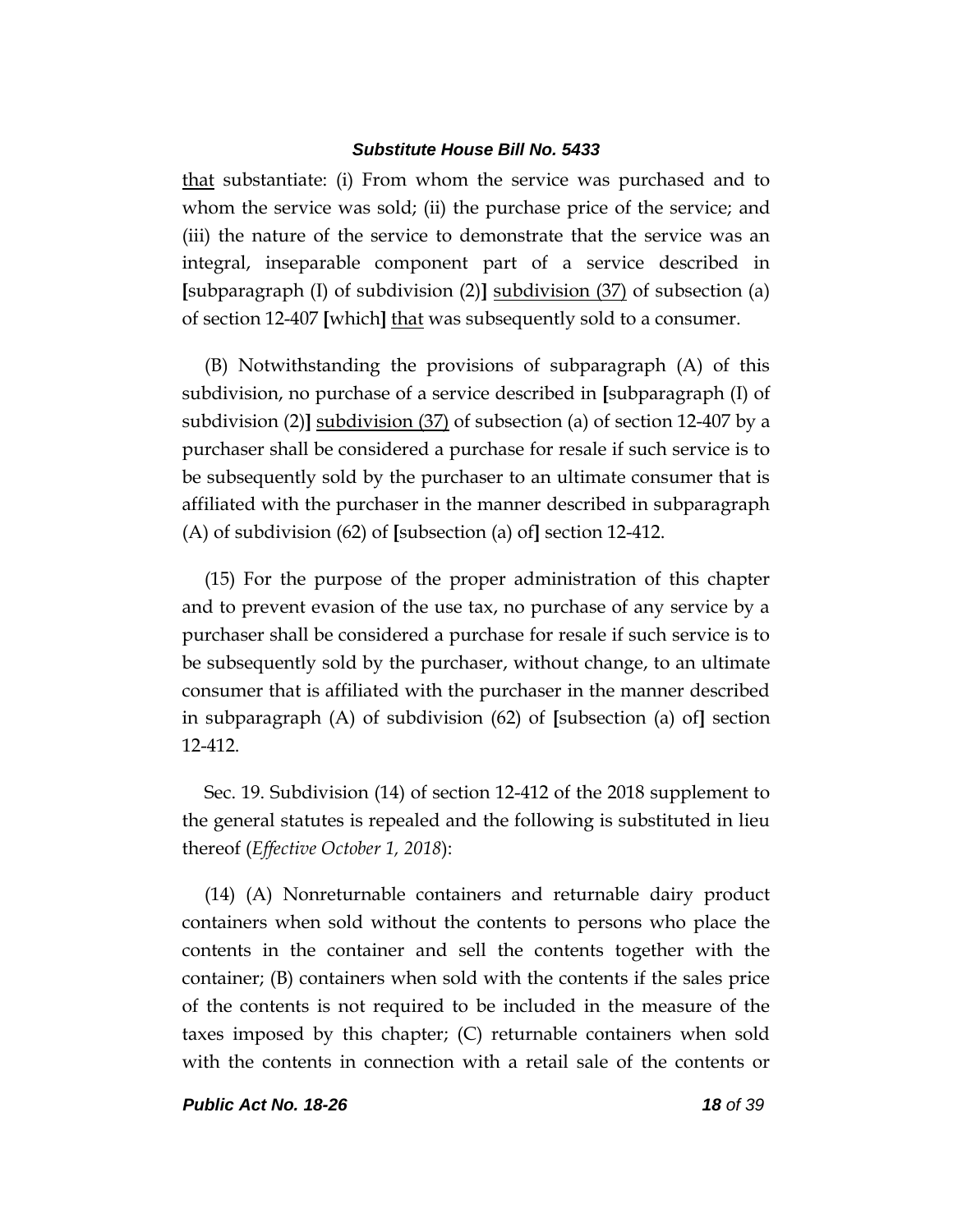that substantiate: (i) From whom the service was purchased and to whom the service was sold; (ii) the purchase price of the service; and (iii) the nature of the service to demonstrate that the service was an integral, inseparable component part of a service described in **[**subparagraph (I) of subdivision (2)**]** subdivision (37) of subsection (a) of section 12-407 **[**which**]** that was subsequently sold to a consumer.

(B) Notwithstanding the provisions of subparagraph (A) of this subdivision, no purchase of a service described in **[**subparagraph (I) of subdivision (2)**]** subdivision (37) of subsection (a) of section 12-407 by a purchaser shall be considered a purchase for resale if such service is to be subsequently sold by the purchaser to an ultimate consumer that is affiliated with the purchaser in the manner described in subparagraph (A) of subdivision (62) of **[**subsection (a) of**]** section 12-412.

(15) For the purpose of the proper administration of this chapter and to prevent evasion of the use tax, no purchase of any service by a purchaser shall be considered a purchase for resale if such service is to be subsequently sold by the purchaser, without change, to an ultimate consumer that is affiliated with the purchaser in the manner described in subparagraph (A) of subdivision (62) of **[**subsection (a) of**]** section 12-412.

Sec. 19. Subdivision (14) of section 12-412 of the 2018 supplement to the general statutes is repealed and the following is substituted in lieu thereof (*Effective October 1, 2018*):

(14) (A) Nonreturnable containers and returnable dairy product containers when sold without the contents to persons who place the contents in the container and sell the contents together with the container; (B) containers when sold with the contents if the sales price of the contents is not required to be included in the measure of the taxes imposed by this chapter; (C) returnable containers when sold with the contents in connection with a retail sale of the contents or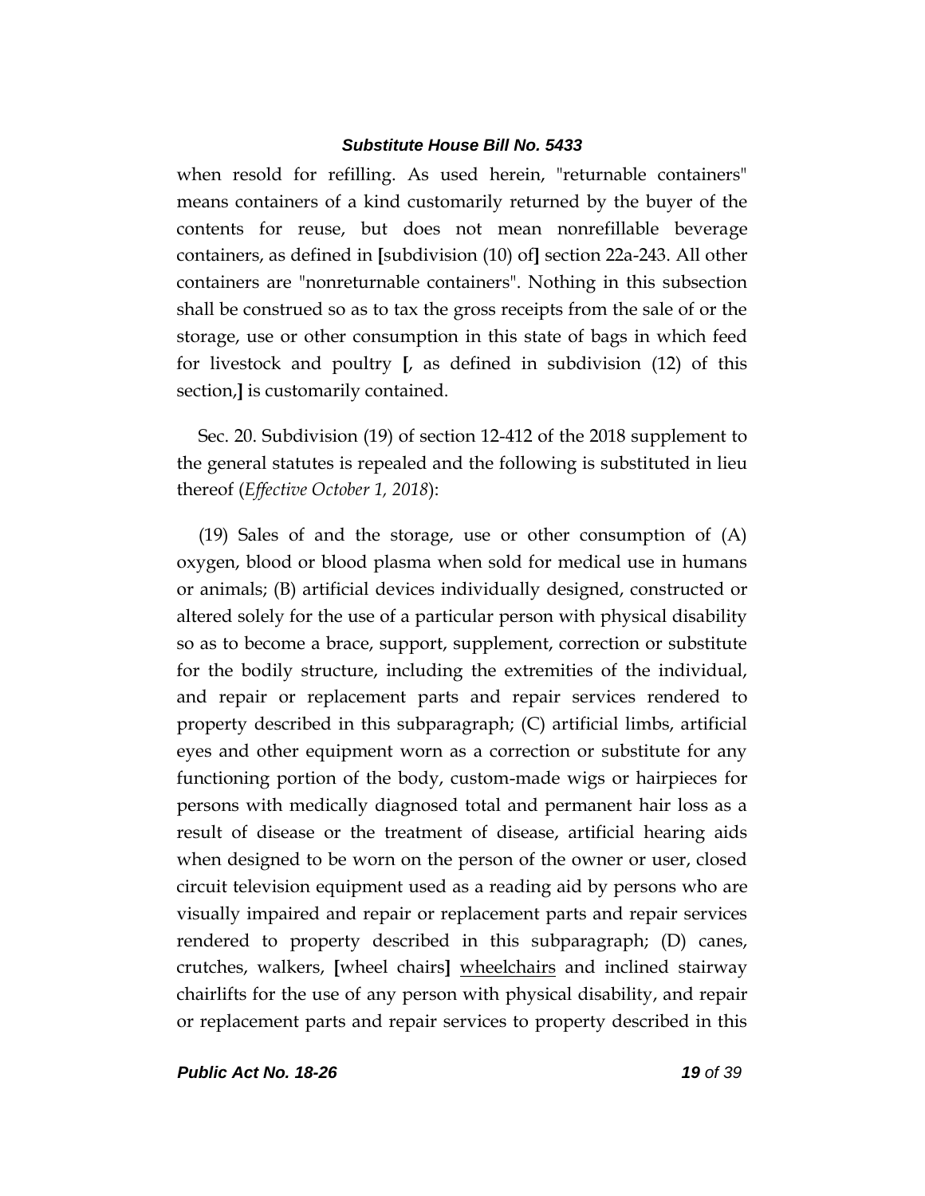when resold for refilling. As used herein, "returnable containers" means containers of a kind customarily returned by the buyer of the contents for reuse, but does not mean nonrefillable beverage containers, as defined in **[**subdivision (10) of**]** section 22a-243. All other containers are "nonreturnable containers". Nothing in this subsection shall be construed so as to tax the gross receipts from the sale of or the storage, use or other consumption in this state of bags in which feed for livestock and poultry **[**, as defined in subdivision (12) of this section,**]** is customarily contained.

Sec. 20. Subdivision (19) of section 12-412 of the 2018 supplement to the general statutes is repealed and the following is substituted in lieu thereof (*Effective October 1, 2018*):

(19) Sales of and the storage, use or other consumption of (A) oxygen, blood or blood plasma when sold for medical use in humans or animals; (B) artificial devices individually designed, constructed or altered solely for the use of a particular person with physical disability so as to become a brace, support, supplement, correction or substitute for the bodily structure, including the extremities of the individual, and repair or replacement parts and repair services rendered to property described in this subparagraph; (C) artificial limbs, artificial eyes and other equipment worn as a correction or substitute for any functioning portion of the body, custom-made wigs or hairpieces for persons with medically diagnosed total and permanent hair loss as a result of disease or the treatment of disease, artificial hearing aids when designed to be worn on the person of the owner or user, closed circuit television equipment used as a reading aid by persons who are visually impaired and repair or replacement parts and repair services rendered to property described in this subparagraph; (D) canes, crutches, walkers, **[**wheel chairs**]** <u>wheelchairs</u> and inclined stairway chairlifts for the use of any person with physical disability, and repair or replacement parts and repair services to property described in this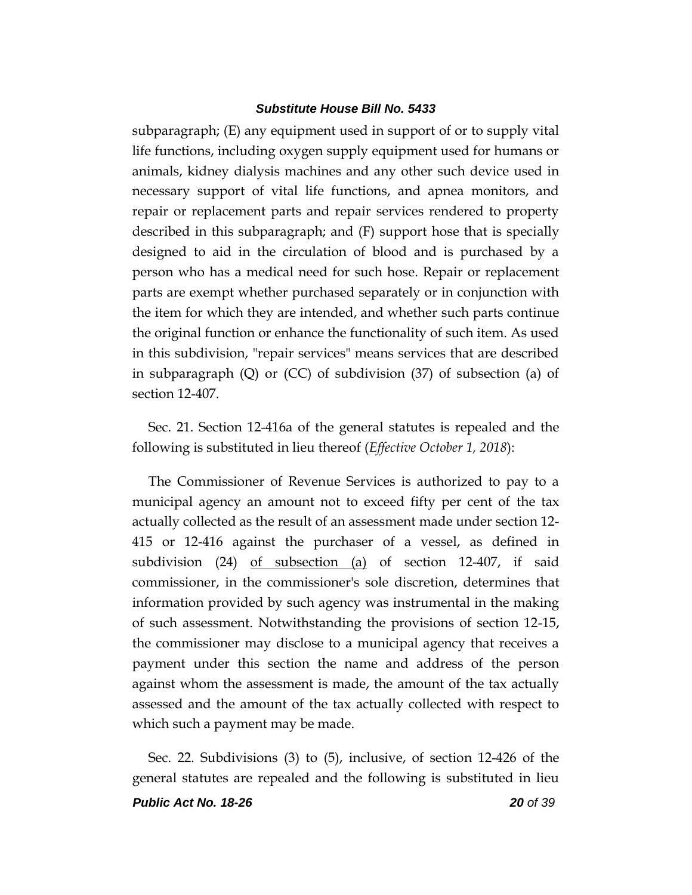subparagraph; (E) any equipment used in support of or to supply vital life functions, including oxygen supply equipment used for humans or animals, kidney dialysis machines and any other such device used in necessary support of vital life functions, and apnea monitors, and repair or replacement parts and repair services rendered to property described in this subparagraph; and (F) support hose that is specially designed to aid in the circulation of blood and is purchased by a person who has a medical need for such hose. Repair or replacement parts are exempt whether purchased separately or in conjunction with the item for which they are intended, and whether such parts continue the original function or enhance the functionality of such item. As used in this subdivision, "repair services" means services that are described in subparagraph (Q) or (CC) of subdivision (37) of subsection (a) of section 12-407.

Sec. 21. Section 12-416a of the general statutes is repealed and the following is substituted in lieu thereof (*Effective October 1, 2018*):

The Commissioner of Revenue Services is authorized to pay to a municipal agency an amount not to exceed fifty per cent of the tax actually collected as the result of an assessment made under section 12-415 or 12-416 against the purchaser of a vessel, as defined in subdivision (24) <u>of subsection (a)</u> of section 12-407, if said commissioner, in the commissioner's sole discretion, determines that information provided by such agency was instrumental in the making of such assessment. Notwithstanding the provisions of section 12-15, the commissioner may disclose to a municipal agency that receives a payment under this section the name and address of the person against whom the assessment is made, the amount of the tax actually assessed and the amount of the tax actually collected with respect to which such a payment may be made.

Sec. 22. Subdivisions (3) to (5), inclusive, of section 12-426 of the general statutes are repealed and the following is substituted in lieu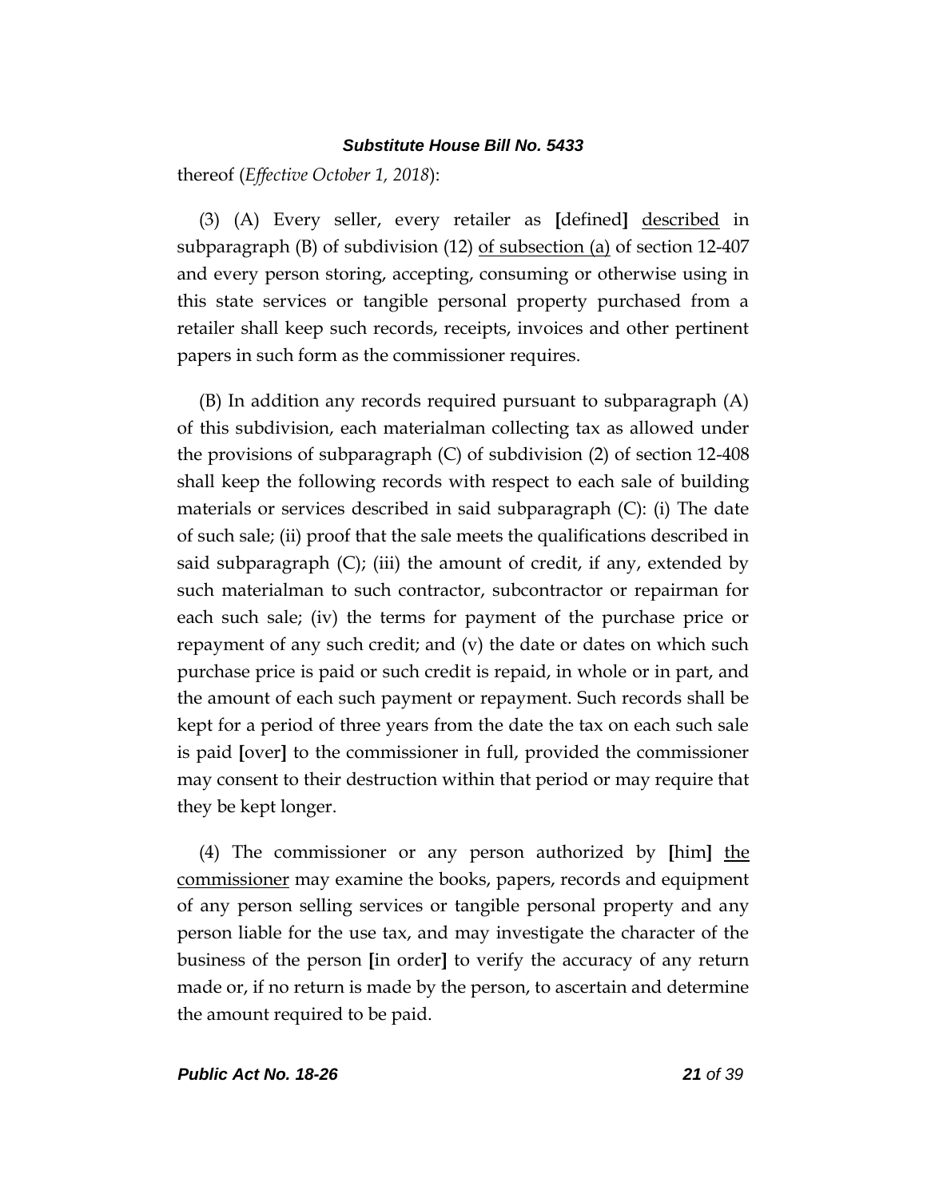thereof (*Effective October 1, 2018*):

(3) (A) Every seller, every retailer as **[**defined**]** <u>described</u> in subparagraph (B) of subdivision (12) <u>of subsection (a)</u> of section 12-407 and every person storing, accepting, consuming or otherwise using in this state services or tangible personal property purchased from a retailer shall keep such records, receipts, invoices and other pertinent papers in such form as the commissioner requires.

(B) In addition any records required pursuant to subparagraph (A) of this subdivision, each materialman collecting tax as allowed under the provisions of subparagraph (C) of subdivision (2) of section 12-408 shall keep the following records with respect to each sale of building materials or services described in said subparagraph (C): (i) The date of such sale; (ii) proof that the sale meets the qualifications described in said subparagraph (C); (iii) the amount of credit, if any, extended by such materialman to such contractor, subcontractor or repairman for each such sale; (iv) the terms for payment of the purchase price or repayment of any such credit; and (v) the date or dates on which such purchase price is paid or such credit is repaid, in whole or in part, and the amount of each such payment or repayment. Such records shall be kept for a period of three years from the date the tax on each such sale is paid **[**over**]** to the commissioner in full, provided the commissioner may consent to their destruction within that period or may require that they be kept longer.

(4) The commissioner or any person authorized by **[**him**]** <u>the commissioner</u> may examine the books, papers, records and equipment of any person selling services or tangible personal property and any person liable for the use tax, and may investigate the character of the business of the person **[**in order**]** to verify the accuracy of any return made or, if no return is made by the person, to ascertain and determine the amount required to be paid.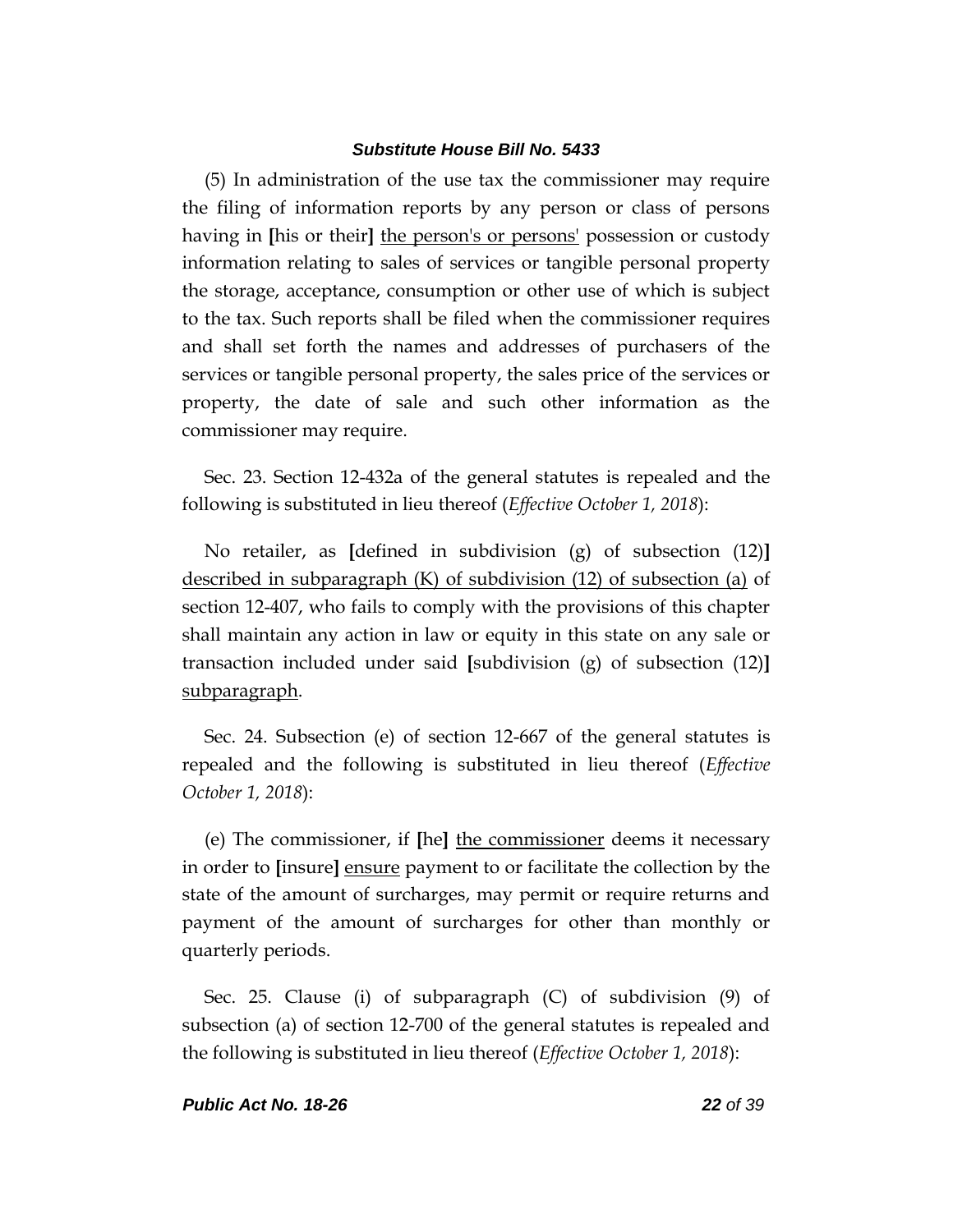(5) In administration of the use tax the commissioner may require the filing of information reports by any person or class of persons having in [his or their] the person's or persons' possession or custody information relating to sales of services or tangible personal property the storage, acceptance, consumption or other use of which is subject to the tax. Such reports shall be filed when the commissioner requires and shall set forth the names and addresses of purchasers of the services or tangible personal property, the sales price of the services or property, the date of sale and such other information as the commissioner may require.

Sec. 23. Section 12-432a of the general statutes is repealed and the following is substituted in lieu thereof (*Effective October 1, 2018*):

No retailer, as [defined in subdivision (g) of subsection (12)] described in subparagraph (K) of subdivision (12) of subsection (a) of section 12-407, who fails to comply with the provisions of this chapter shall maintain any action in law or equity in this state on any sale or transaction included under said [subdivision (g) of subsection (12)] subparagraph.

Sec. 24. Subsection (e) of section 12-667 of the general statutes is repealed and the following is substituted in lieu thereof (*Effective October 1, 2018*):

(e) The commissioner, if [he] the commissioner deems it necessary in order to [insure] ensure payment to or facilitate the collection by the state of the amount of surcharges, may permit or require returns and payment of the amount of surcharges for other than monthly or quarterly periods.

Sec. 25. Clause (i) of subparagraph (C) of subdivision (9) of subsection (a) of section 12-700 of the general statutes is repealed and the following is substituted in lieu thereof (*Effective October 1, 2018*):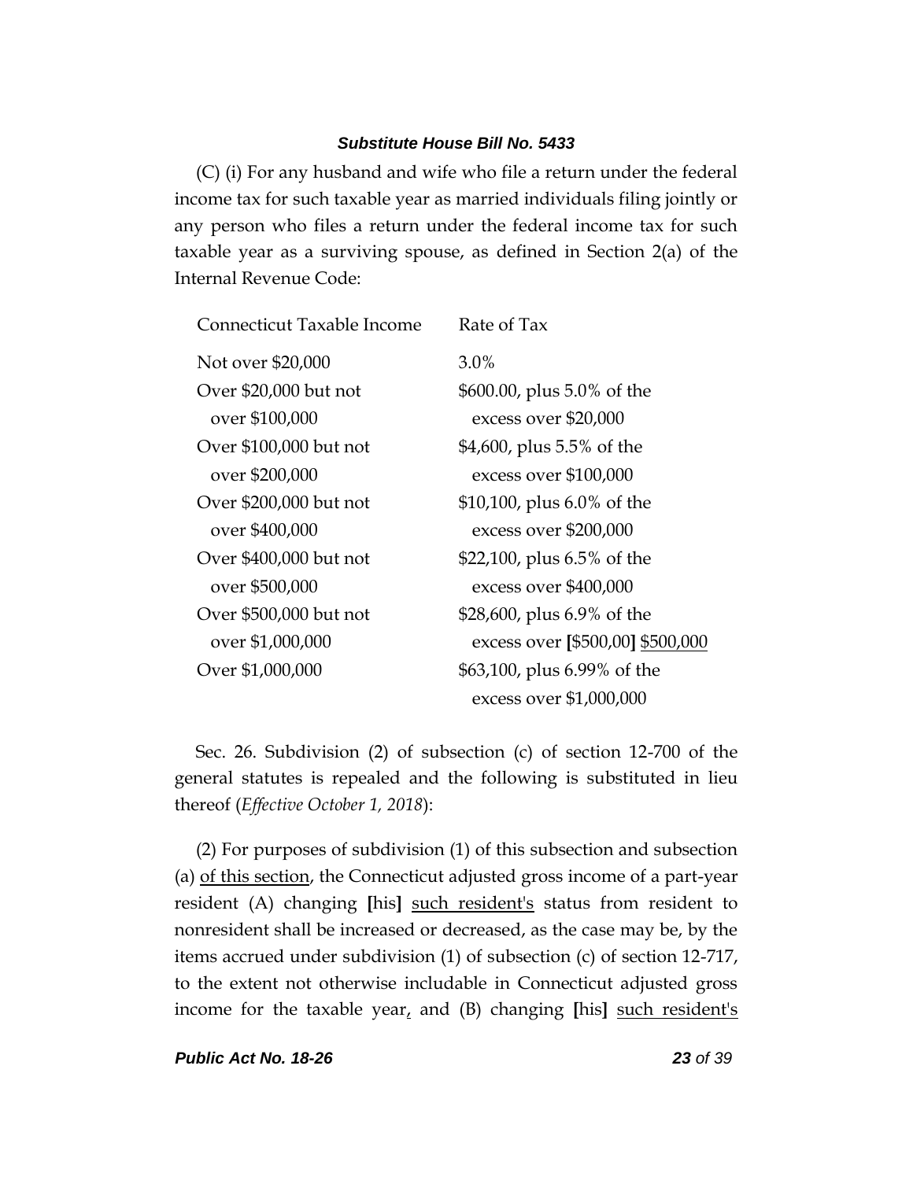(C) (i) For any husband and wife who file a return under the federal income tax for such taxable year as married individuals filing jointly or any person who files a return under the federal income tax for such taxable year as a surviving spouse, as defined in Section 2(a) of the Internal Revenue Code:

| Connecticut Taxable Income | Rate of Tax |
|---|---|
| Not over $20,000 | 3.0% |
| Over $20,000 but not over $100,000 | $600.00, plus 5.0% of the excess over $20,000 |
| Over $100,000 but not over $200,000 | $4,600, plus 5.5% of the excess over $100,000 |
| Over $200,000 but not over $400,000 | $10,100, plus 6.0% of the excess over $200,000 |
| Over $400,000 but not over $500,000 | $22,100, plus 6.5% of the excess over $400,000 |
| Over $500,000 but not over $1,000,000 | $28,600, plus 6.9% of the excess over **[**$500,00**]** <u>$500,000</u> |
| Over $1,000,000 | $63,100, plus 6.99% of the excess over $1,000,000 |

Sec. 26. Subdivision (2) of subsection (c) of section 12-700 of the general statutes is repealed and the following is substituted in lieu thereof (*Effective October 1, 2018*):

(2) For purposes of subdivision (1) of this subsection and subsection (a) <u>of this section</u>, the Connecticut adjusted gross income of a part-year resident (A) changing **[**his**]** <u>such resident's</u> status from resident to nonresident shall be increased or decreased, as the case may be, by the items accrued under subdivision (1) of subsection (c) of section 12-717, to the extent not otherwise includable in Connecticut adjusted gross income for the taxable year<u>,</u> and (B) changing **[**his**]** <u>such resident's</u>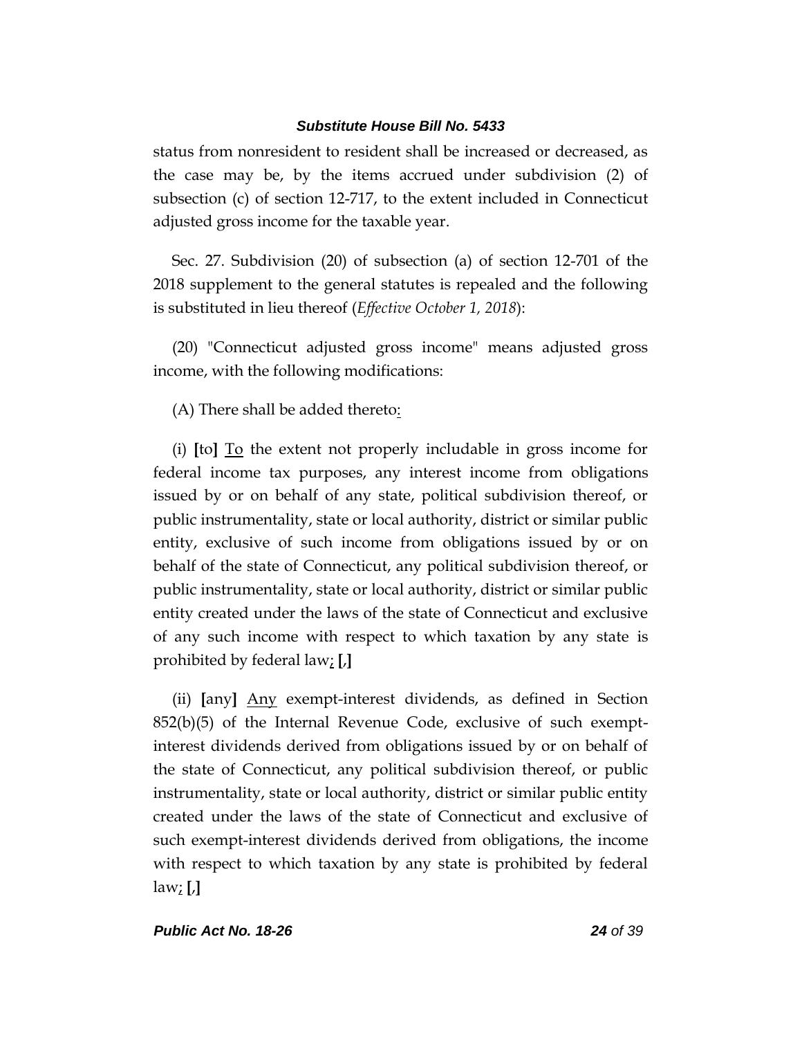status from nonresident to resident shall be increased or decreased, as the case may be, by the items accrued under subdivision (2) of subsection (c) of section 12-717, to the extent included in Connecticut adjusted gross income for the taxable year.

Sec. 27. Subdivision (20) of subsection (a) of section 12-701 of the 2018 supplement to the general statutes is repealed and the following is substituted in lieu thereof (*Effective October 1, 2018*):

(20) "Connecticut adjusted gross income" means adjusted gross income, with the following modifications:

(A) There shall be added thereto<u>:</u>

(i) **[**to**]** <u>To</u> the extent not properly includable in gross income for federal income tax purposes, any interest income from obligations issued by or on behalf of any state, political subdivision thereof, or public instrumentality, state or local authority, district or similar public entity, exclusive of such income from obligations issued by or on behalf of the state of Connecticut, any political subdivision thereof, or public instrumentality, state or local authority, district or similar public entity created under the laws of the state of Connecticut and exclusive of any such income with respect to which taxation by any state is prohibited by federal law<u>;</u> **[**,**]**

(ii) **[**any**]** <u>Any</u> exempt-interest dividends, as defined in Section 852(b)(5) of the Internal Revenue Code, exclusive of such exempt-interest dividends derived from obligations issued by or on behalf of the state of Connecticut, any political subdivision thereof, or public instrumentality, state or local authority, district or similar public entity created under the laws of the state of Connecticut and exclusive of such exempt-interest dividends derived from obligations, the income with respect to which taxation by any state is prohibited by federal law<u>;</u> **[**,**]**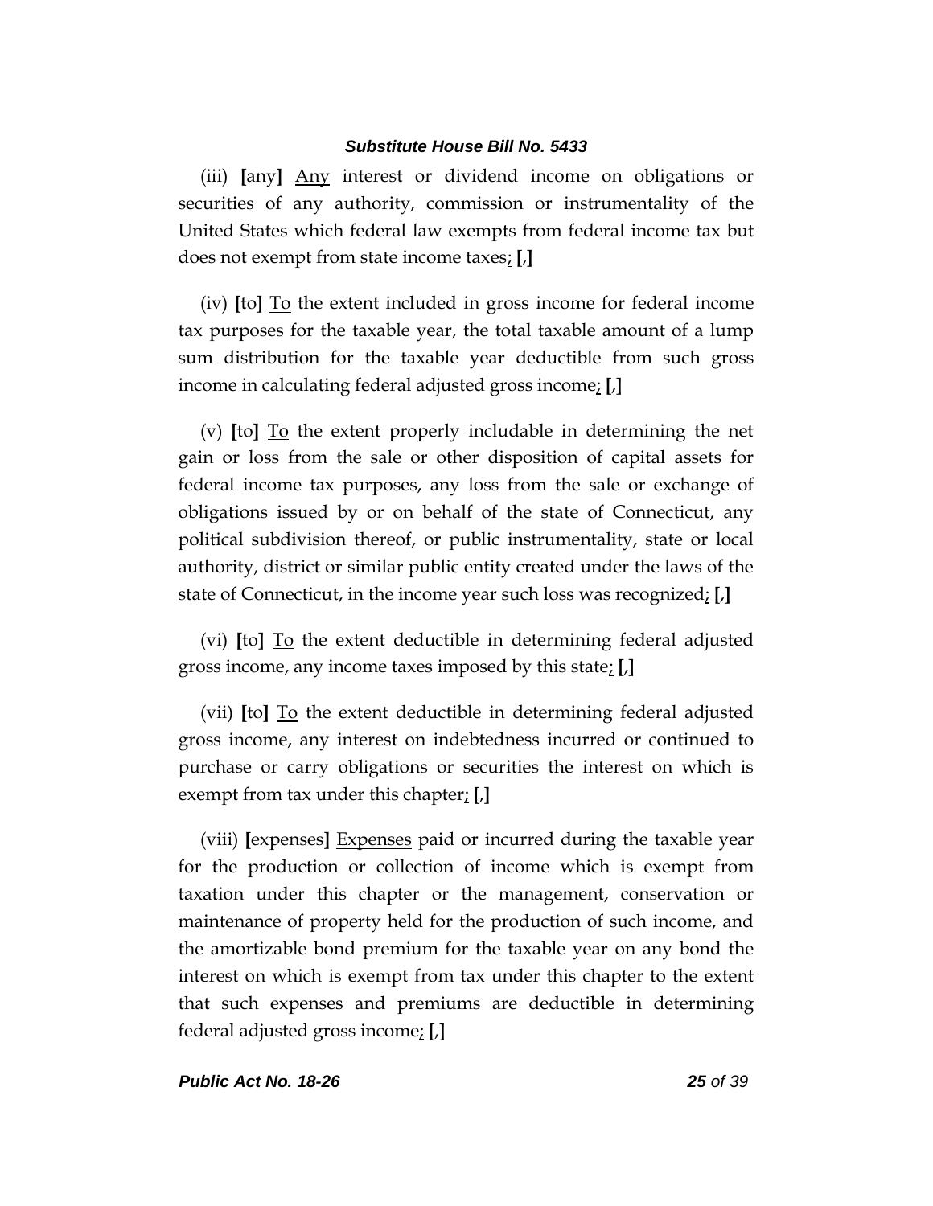(iii) **[**any**]** <u>Any</u> interest or dividend income on obligations or securities of any authority, commission or instrumentality of the United States which federal law exempts from federal income tax but does not exempt from state income taxes<u>;</u> **[**,**]**

(iv) **[**to**]** <u>To</u> the extent included in gross income for federal income tax purposes for the taxable year, the total taxable amount of a lump sum distribution for the taxable year deductible from such gross income in calculating federal adjusted gross income<u>;</u> **[**,**]**

(v) **[**to**]** <u>To</u> the extent properly includable in determining the net gain or loss from the sale or other disposition of capital assets for federal income tax purposes, any loss from the sale or exchange of obligations issued by or on behalf of the state of Connecticut, any political subdivision thereof, or public instrumentality, state or local authority, district or similar public entity created under the laws of the state of Connecticut, in the income year such loss was recognized<u>;</u> **[**,**]**

(vi) **[**to**]** <u>To</u> the extent deductible in determining federal adjusted gross income, any income taxes imposed by this state<u>;</u> **[**,**]**

(vii) **[**to**]** <u>To</u> the extent deductible in determining federal adjusted gross income, any interest on indebtedness incurred or continued to purchase or carry obligations or securities the interest on which is exempt from tax under this chapter<u>;</u> **[**,**]**

(viii) **[**expenses**]** <u>Expenses</u> paid or incurred during the taxable year for the production or collection of income which is exempt from taxation under this chapter or the management, conservation or maintenance of property held for the production of such income, and the amortizable bond premium for the taxable year on any bond the interest on which is exempt from tax under this chapter to the extent that such expenses and premiums are deductible in determining federal adjusted gross income<u>;</u> **[**,**]**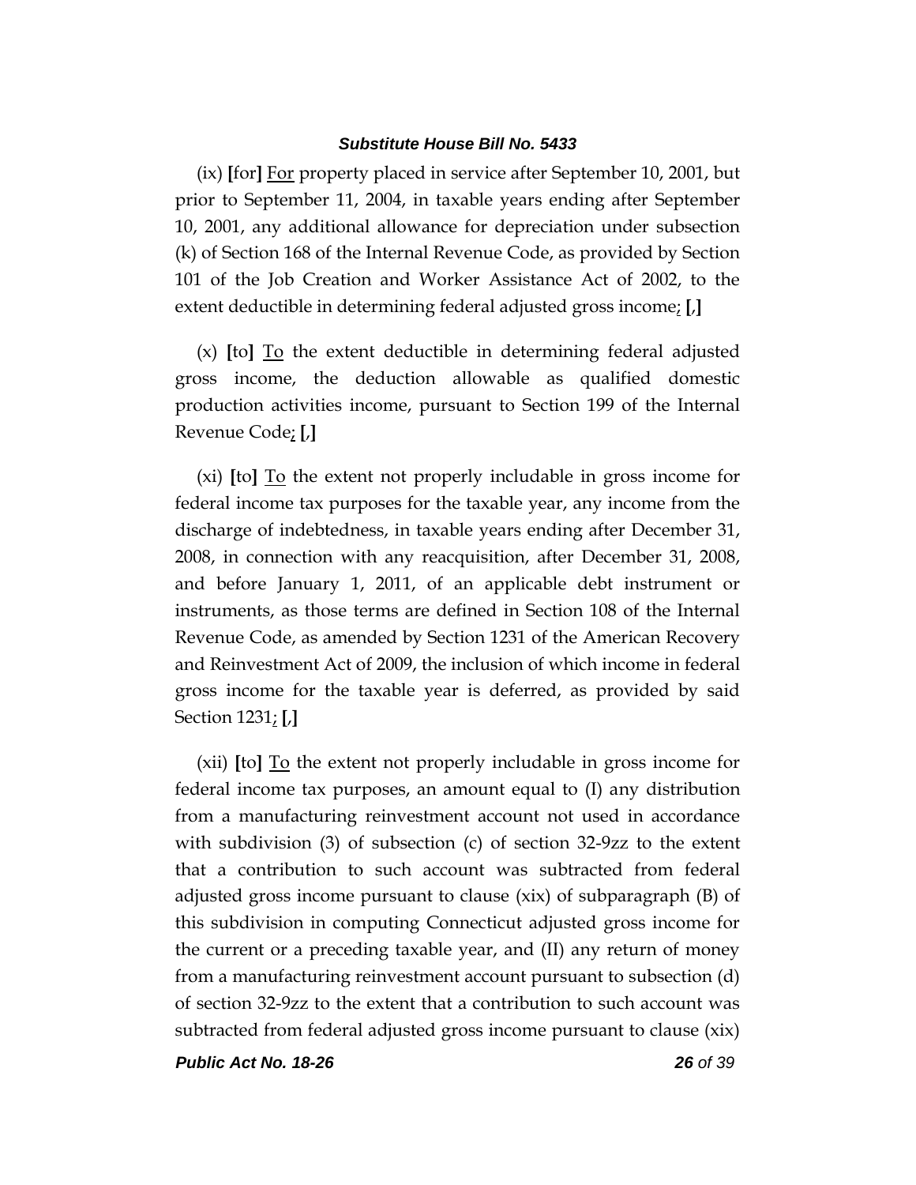(ix) **[**for**]** <u>For</u> property placed in service after September 10, 2001, but prior to September 11, 2004, in taxable years ending after September 10, 2001, any additional allowance for depreciation under subsection (k) of Section 168 of the Internal Revenue Code, as provided by Section 101 of the Job Creation and Worker Assistance Act of 2002, to the extent deductible in determining federal adjusted gross income<u>;</u> **[**,**]**

(x) **[**to**]** <u>To</u> the extent deductible in determining federal adjusted gross income, the deduction allowable as qualified domestic production activities income, pursuant to Section 199 of the Internal Revenue Code<u>;</u> **[**,**]**

(xi) **[**to**]** <u>To</u> the extent not properly includable in gross income for federal income tax purposes for the taxable year, any income from the discharge of indebtedness, in taxable years ending after December 31, 2008, in connection with any reacquisition, after December 31, 2008, and before January 1, 2011, of an applicable debt instrument or instruments, as those terms are defined in Section 108 of the Internal Revenue Code, as amended by Section 1231 of the American Recovery and Reinvestment Act of 2009, the inclusion of which income in federal gross income for the taxable year is deferred, as provided by said Section 1231<u>;</u> **[**,**]**

(xii) **[**to**]** <u>To</u> the extent not properly includable in gross income for federal income tax purposes, an amount equal to (I) any distribution from a manufacturing reinvestment account not used in accordance with subdivision (3) of subsection (c) of section 32-9zz to the extent that a contribution to such account was subtracted from federal adjusted gross income pursuant to clause (xix) of subparagraph (B) of this subdivision in computing Connecticut adjusted gross income for the current or a preceding taxable year, and (II) any return of money from a manufacturing reinvestment account pursuant to subsection (d) of section 32-9zz to the extent that a contribution to such account was subtracted from federal adjusted gross income pursuant to clause (xix)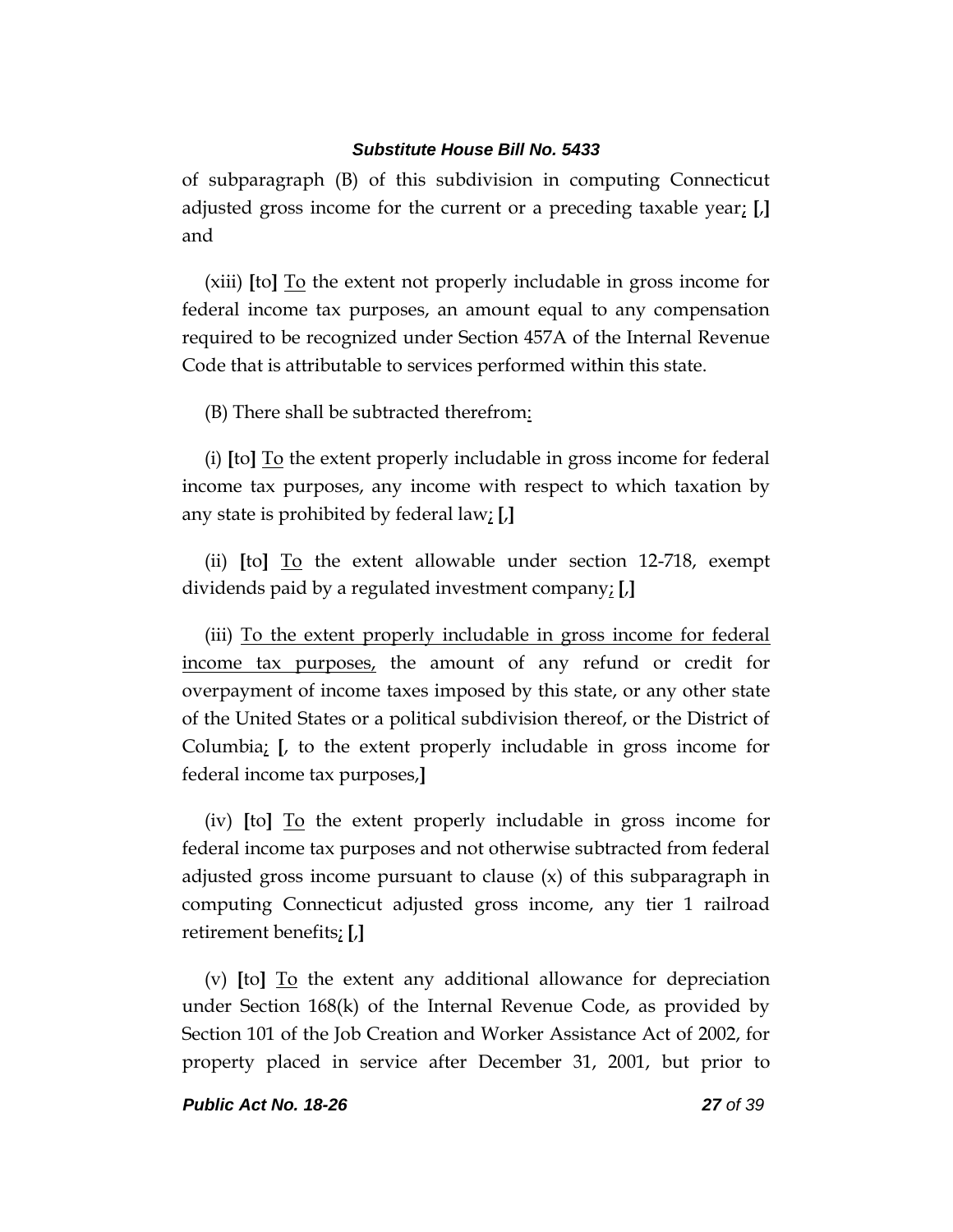of subparagraph (B) of this subdivision in computing Connecticut adjusted gross income for the current or a preceding taxable year; **[**,**]** and

(xiii) **[**to**]** To the extent not properly includable in gross income for federal income tax purposes, an amount equal to any compensation required to be recognized under Section 457A of the Internal Revenue Code that is attributable to services performed within this state.

(B) There shall be subtracted therefrom:

(i) **[**to**]** To the extent properly includable in gross income for federal income tax purposes, any income with respect to which taxation by any state is prohibited by federal law; **[**,**]**

(ii) **[**to**]** To the extent allowable under section 12-718, exempt dividends paid by a regulated investment company; **[**,**]**

(iii) To the extent properly includable in gross income for federal income tax purposes, the amount of any refund or credit for overpayment of income taxes imposed by this state, or any other state of the United States or a political subdivision thereof, or the District of Columbia; **[**, to the extent properly includable in gross income for federal income tax purposes,**]**

(iv) **[**to**]** To the extent properly includable in gross income for federal income tax purposes and not otherwise subtracted from federal adjusted gross income pursuant to clause (x) of this subparagraph in computing Connecticut adjusted gross income, any tier 1 railroad retirement benefits; **[**,**]**

(v) **[**to**]** To the extent any additional allowance for depreciation under Section 168(k) of the Internal Revenue Code, as provided by Section 101 of the Job Creation and Worker Assistance Act of 2002, for property placed in service after December 31, 2001, but prior to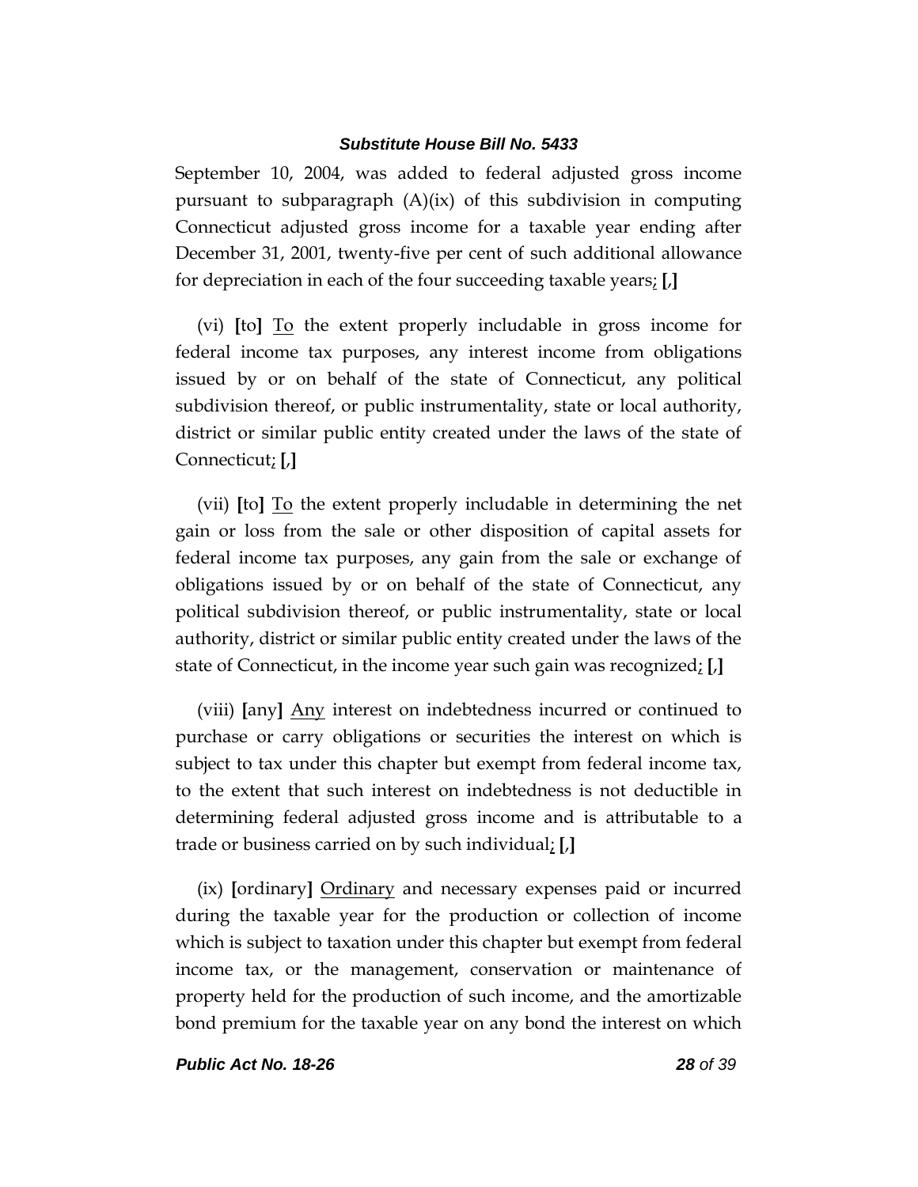September 10, 2004, was added to federal adjusted gross income pursuant to subparagraph (A)(ix) of this subdivision in computing Connecticut adjusted gross income for a taxable year ending after December 31, 2001, twenty-five per cent of such additional allowance for depreciation in each of the four succeeding taxable years; [,]

(vi) [to] To the extent properly includable in gross income for federal income tax purposes, any interest income from obligations issued by or on behalf of the state of Connecticut, any political subdivision thereof, or public instrumentality, state or local authority, district or similar public entity created under the laws of the state of Connecticut; [,]

(vii) [to] To the extent properly includable in determining the net gain or loss from the sale or other disposition of capital assets for federal income tax purposes, any gain from the sale or exchange of obligations issued by or on behalf of the state of Connecticut, any political subdivision thereof, or public instrumentality, state or local authority, district or similar public entity created under the laws of the state of Connecticut, in the income year such gain was recognized; [,]

(viii) [any] Any interest on indebtedness incurred or continued to purchase or carry obligations or securities the interest on which is subject to tax under this chapter but exempt from federal income tax, to the extent that such interest on indebtedness is not deductible in determining federal adjusted gross income and is attributable to a trade or business carried on by such individual; [,]

(ix) [ordinary] Ordinary and necessary expenses paid or incurred during the taxable year for the production or collection of income which is subject to taxation under this chapter but exempt from federal income tax, or the management, conservation or maintenance of property held for the production of such income, and the amortizable bond premium for the taxable year on any bond the interest on which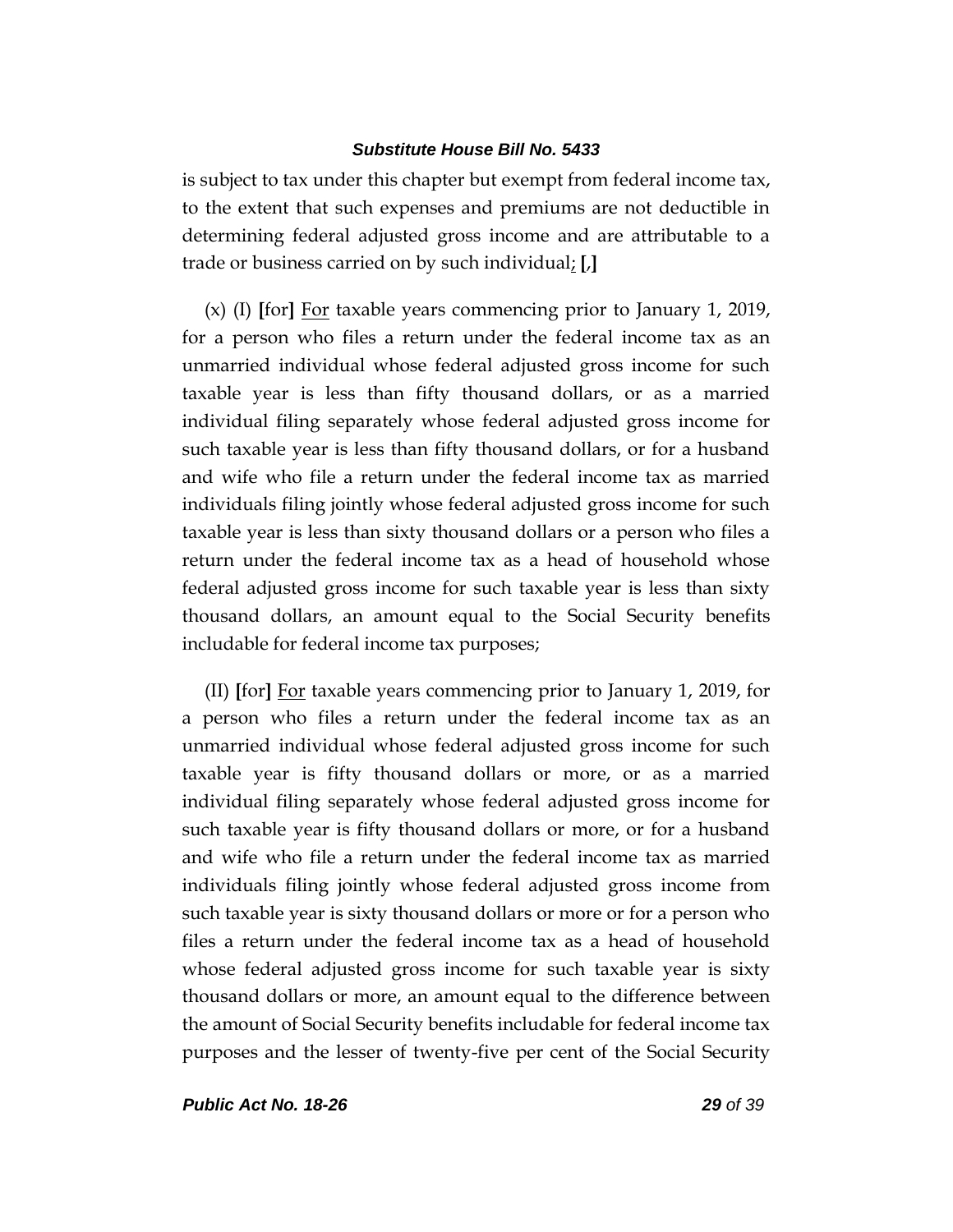is subject to tax under this chapter but exempt from federal income tax, to the extent that such expenses and premiums are not deductible in determining federal adjusted gross income and are attributable to a trade or business carried on by such individual<u>;</u> **[**,**]**

(x) (I) **[**for**]** <u>For</u> taxable years commencing prior to January 1, 2019, for a person who files a return under the federal income tax as an unmarried individual whose federal adjusted gross income for such taxable year is less than fifty thousand dollars, or as a married individual filing separately whose federal adjusted gross income for such taxable year is less than fifty thousand dollars, or for a husband and wife who file a return under the federal income tax as married individuals filing jointly whose federal adjusted gross income for such taxable year is less than sixty thousand dollars or a person who files a return under the federal income tax as a head of household whose federal adjusted gross income for such taxable year is less than sixty thousand dollars, an amount equal to the Social Security benefits includable for federal income tax purposes;

(II) **[**for**]** <u>For</u> taxable years commencing prior to January 1, 2019, for a person who files a return under the federal income tax as an unmarried individual whose federal adjusted gross income for such taxable year is fifty thousand dollars or more, or as a married individual filing separately whose federal adjusted gross income for such taxable year is fifty thousand dollars or more, or for a husband and wife who file a return under the federal income tax as married individuals filing jointly whose federal adjusted gross income from such taxable year is sixty thousand dollars or more or for a person who files a return under the federal income tax as a head of household whose federal adjusted gross income for such taxable year is sixty thousand dollars or more, an amount equal to the difference between the amount of Social Security benefits includable for federal income tax purposes and the lesser of twenty-five per cent of the Social Security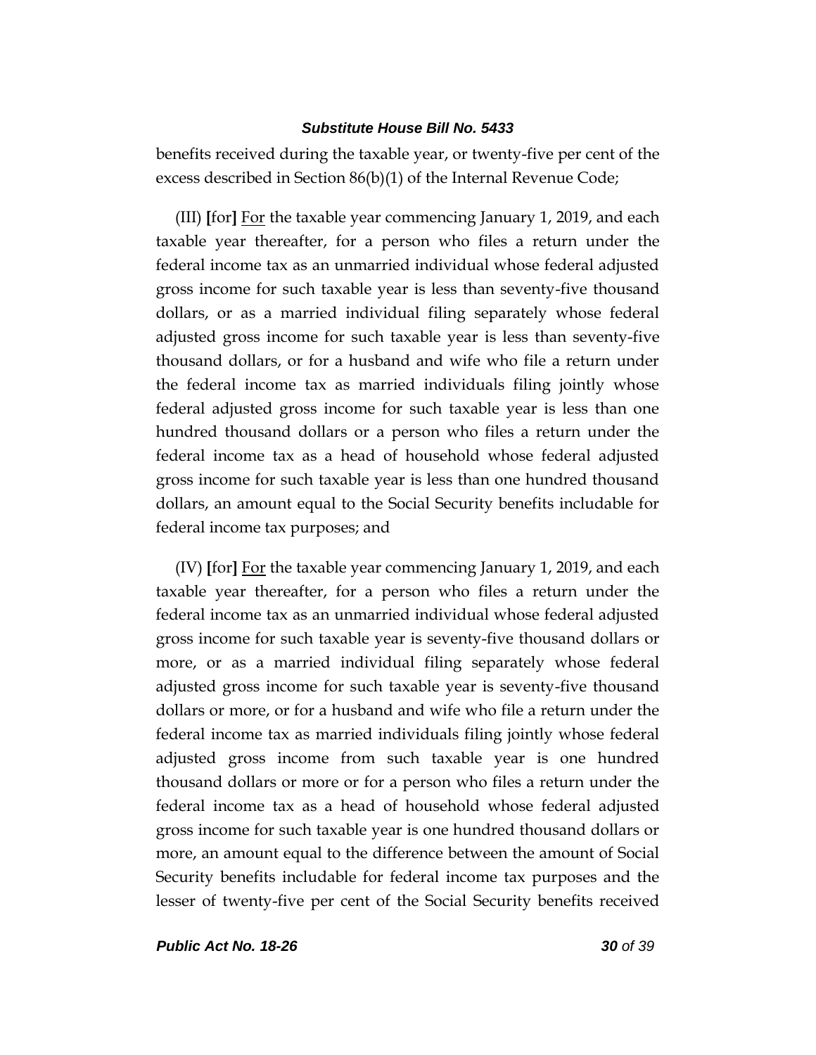benefits received during the taxable year, or twenty-five per cent of the excess described in Section 86(b)(1) of the Internal Revenue Code;

(III) **[**for**]** <u>For</u> the taxable year commencing January 1, 2019, and each taxable year thereafter, for a person who files a return under the federal income tax as an unmarried individual whose federal adjusted gross income for such taxable year is less than seventy-five thousand dollars, or as a married individual filing separately whose federal adjusted gross income for such taxable year is less than seventy-five thousand dollars, or for a husband and wife who file a return under the federal income tax as married individuals filing jointly whose federal adjusted gross income for such taxable year is less than one hundred thousand dollars or a person who files a return under the federal income tax as a head of household whose federal adjusted gross income for such taxable year is less than one hundred thousand dollars, an amount equal to the Social Security benefits includable for federal income tax purposes; and

(IV) **[**for**]** <u>For</u> the taxable year commencing January 1, 2019, and each taxable year thereafter, for a person who files a return under the federal income tax as an unmarried individual whose federal adjusted gross income for such taxable year is seventy-five thousand dollars or more, or as a married individual filing separately whose federal adjusted gross income for such taxable year is seventy-five thousand dollars or more, or for a husband and wife who file a return under the federal income tax as married individuals filing jointly whose federal adjusted gross income from such taxable year is one hundred thousand dollars or more or for a person who files a return under the federal income tax as a head of household whose federal adjusted gross income for such taxable year is one hundred thousand dollars or more, an amount equal to the difference between the amount of Social Security benefits includable for federal income tax purposes and the lesser of twenty-five per cent of the Social Security benefits received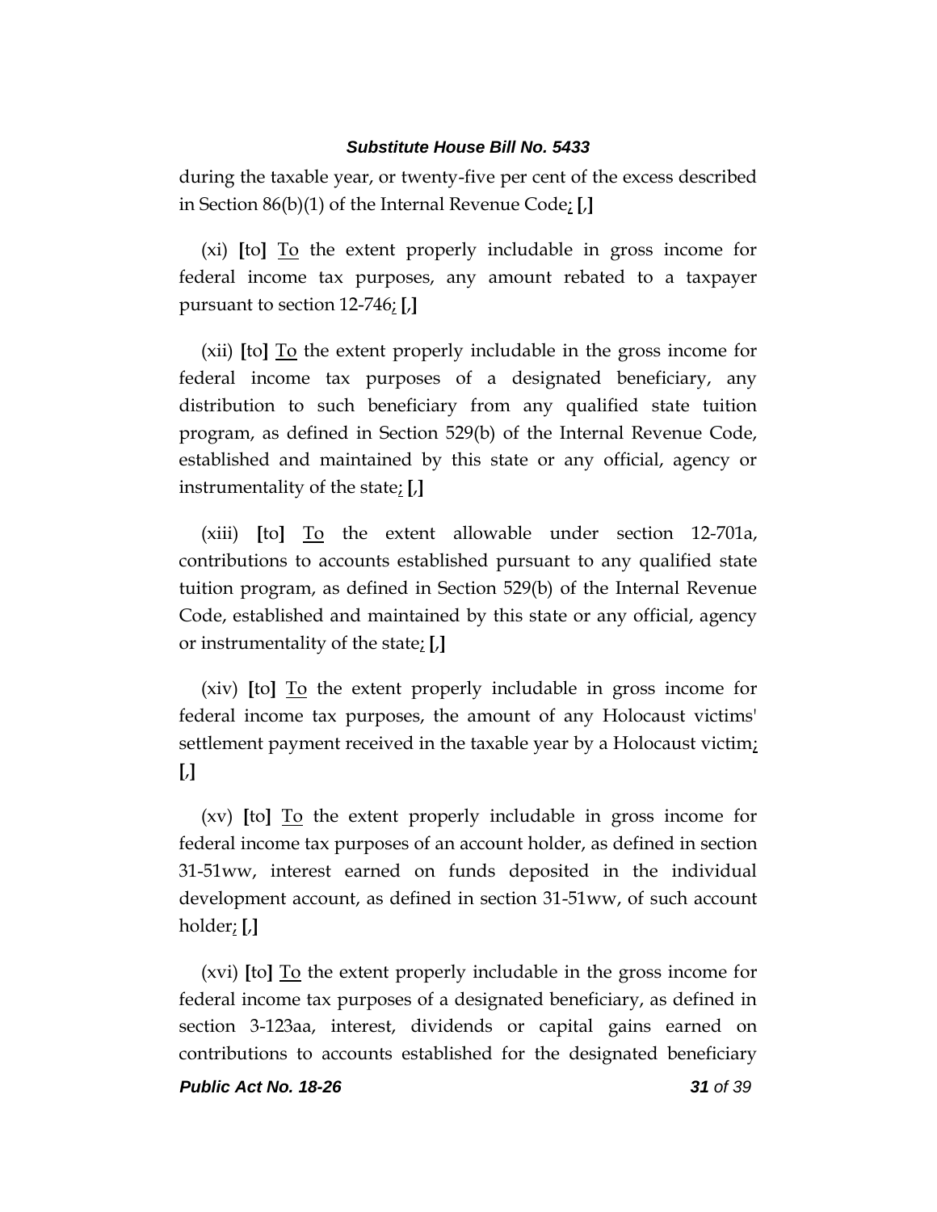during the taxable year, or twenty-five per cent of the excess described in Section 86(b)(1) of the Internal Revenue Code; [,]

(xi) [to] To the extent properly includable in gross income for federal income tax purposes, any amount rebated to a taxpayer pursuant to section 12-746; [,]

(xii) [to] To the extent properly includable in the gross income for federal income tax purposes of a designated beneficiary, any distribution to such beneficiary from any qualified state tuition program, as defined in Section 529(b) of the Internal Revenue Code, established and maintained by this state or any official, agency or instrumentality of the state; [,]

(xiii) [to] To the extent allowable under section 12-701a, contributions to accounts established pursuant to any qualified state tuition program, as defined in Section 529(b) of the Internal Revenue Code, established and maintained by this state or any official, agency or instrumentality of the state; [,]

(xiv) [to] To the extent properly includable in gross income for federal income tax purposes, the amount of any Holocaust victims' settlement payment received in the taxable year by a Holocaust victim; [,]

(xv) [to] To the extent properly includable in gross income for federal income tax purposes of an account holder, as defined in section 31-51ww, interest earned on funds deposited in the individual development account, as defined in section 31-51ww, of such account holder; [,]

(xvi) [to] To the extent properly includable in the gross income for federal income tax purposes of a designated beneficiary, as defined in section 3-123aa, interest, dividends or capital gains earned on contributions to accounts established for the designated beneficiary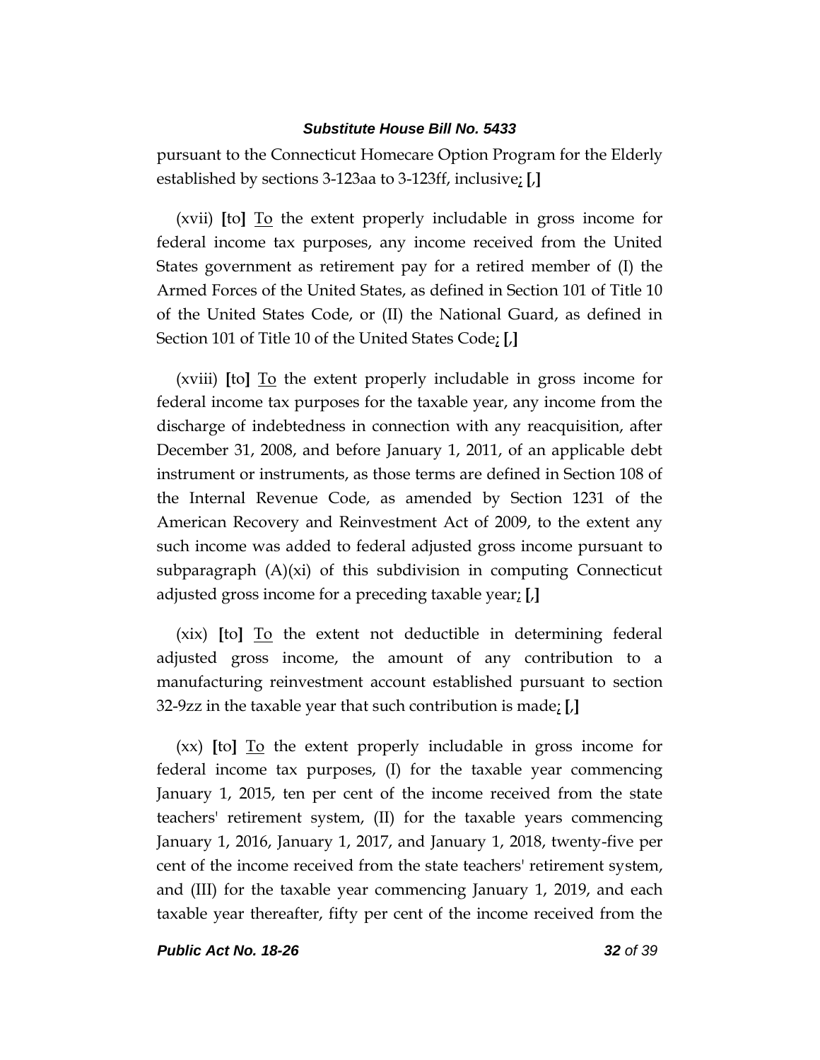pursuant to the Connecticut Homecare Option Program for the Elderly established by sections 3-123aa to 3-123ff, inclusive; **[**,**]**

(xvii) **[**to**]** To the extent properly includable in gross income for federal income tax purposes, any income received from the United States government as retirement pay for a retired member of (I) the Armed Forces of the United States, as defined in Section 101 of Title 10 of the United States Code, or (II) the National Guard, as defined in Section 101 of Title 10 of the United States Code; **[**,**]**

(xviii) **[**to**]** To the extent properly includable in gross income for federal income tax purposes for the taxable year, any income from the discharge of indebtedness in connection with any reacquisition, after December 31, 2008, and before January 1, 2011, of an applicable debt instrument or instruments, as those terms are defined in Section 108 of the Internal Revenue Code, as amended by Section 1231 of the American Recovery and Reinvestment Act of 2009, to the extent any such income was added to federal adjusted gross income pursuant to subparagraph (A)(xi) of this subdivision in computing Connecticut adjusted gross income for a preceding taxable year; **[**,**]**

(xix) **[**to**]** To the extent not deductible in determining federal adjusted gross income, the amount of any contribution to a manufacturing reinvestment account established pursuant to section 32-9zz in the taxable year that such contribution is made; **[**,**]**

(xx) **[**to**]** To the extent properly includable in gross income for federal income tax purposes, (I) for the taxable year commencing January 1, 2015, ten per cent of the income received from the state teachers' retirement system, (II) for the taxable years commencing January 1, 2016, January 1, 2017, and January 1, 2018, twenty-five per cent of the income received from the state teachers' retirement system, and (III) for the taxable year commencing January 1, 2019, and each taxable year thereafter, fifty per cent of the income received from the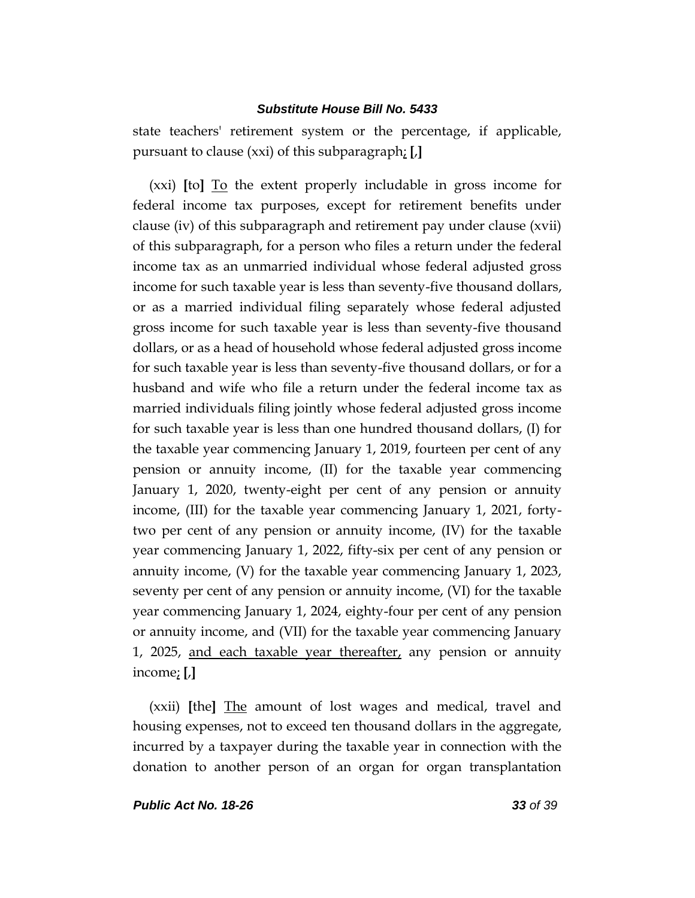state teachers' retirement system or the percentage, if applicable, pursuant to clause (xxi) of this subparagraph<u>;</u> **[**,**]**

(xxi) **[**to**]** <u>To</u> the extent properly includable in gross income for federal income tax purposes, except for retirement benefits under clause (iv) of this subparagraph and retirement pay under clause (xvii) of this subparagraph, for a person who files a return under the federal income tax as an unmarried individual whose federal adjusted gross income for such taxable year is less than seventy-five thousand dollars, or as a married individual filing separately whose federal adjusted gross income for such taxable year is less than seventy-five thousand dollars, or as a head of household whose federal adjusted gross income for such taxable year is less than seventy-five thousand dollars, or for a husband and wife who file a return under the federal income tax as married individuals filing jointly whose federal adjusted gross income for such taxable year is less than one hundred thousand dollars, (I) for the taxable year commencing January 1, 2019, fourteen per cent of any pension or annuity income, (II) for the taxable year commencing January 1, 2020, twenty-eight per cent of any pension or annuity income, (III) for the taxable year commencing January 1, 2021, forty-two per cent of any pension or annuity income, (IV) for the taxable year commencing January 1, 2022, fifty-six per cent of any pension or annuity income, (V) for the taxable year commencing January 1, 2023, seventy per cent of any pension or annuity income, (VI) for the taxable year commencing January 1, 2024, eighty-four per cent of any pension or annuity income, and (VII) for the taxable year commencing January 1, 2025, <u>and each taxable year thereafter,</u> any pension or annuity income<u>;</u> **[**,**]**

(xxii) **[**the**]** <u>The</u> amount of lost wages and medical, travel and housing expenses, not to exceed ten thousand dollars in the aggregate, incurred by a taxpayer during the taxable year in connection with the donation to another person of an organ for organ transplantation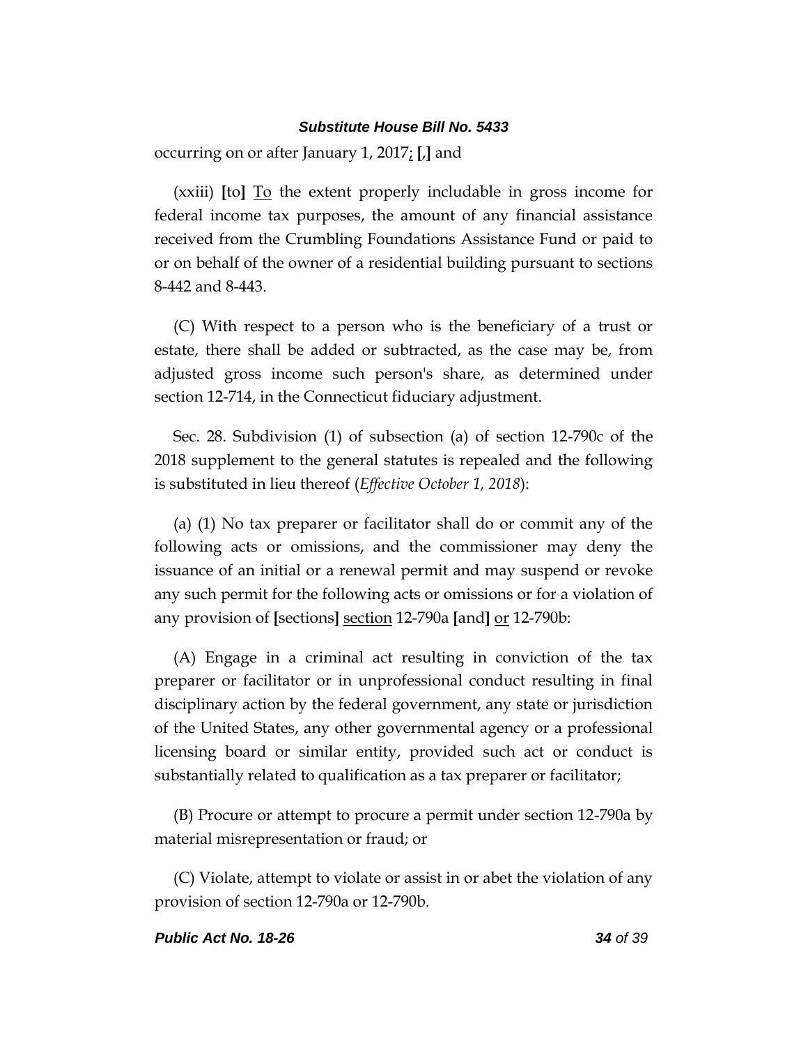occurring on or after January 1, 2017<u>;</u> [,] and

(xxiii) [to] <u>To</u> the extent properly includable in gross income for federal income tax purposes, the amount of any financial assistance received from the Crumbling Foundations Assistance Fund or paid to or on behalf of the owner of a residential building pursuant to sections 8-442 and 8-443.

(C) With respect to a person who is the beneficiary of a trust or estate, there shall be added or subtracted, as the case may be, from adjusted gross income such person's share, as determined under section 12-714, in the Connecticut fiduciary adjustment.

Sec. 28. Subdivision (1) of subsection (a) of section 12-790c of the 2018 supplement to the general statutes is repealed and the following is substituted in lieu thereof (*Effective October 1, 2018*):

(a) (1) No tax preparer or facilitator shall do or commit any of the following acts or omissions, and the commissioner may deny the issuance of an initial or a renewal permit and may suspend or revoke any such permit for the following acts or omissions or for a violation of any provision of [sections] <u>section</u> 12-790a [and] <u>or</u> 12-790b:

(A) Engage in a criminal act resulting in conviction of the tax preparer or facilitator or in unprofessional conduct resulting in final disciplinary action by the federal government, any state or jurisdiction of the United States, any other governmental agency or a professional licensing board or similar entity, provided such act or conduct is substantially related to qualification as a tax preparer or facilitator;

(B) Procure or attempt to procure a permit under section 12-790a by material misrepresentation or fraud; or

(C) Violate, attempt to violate or assist in or abet the violation of any provision of section 12-790a or 12-790b.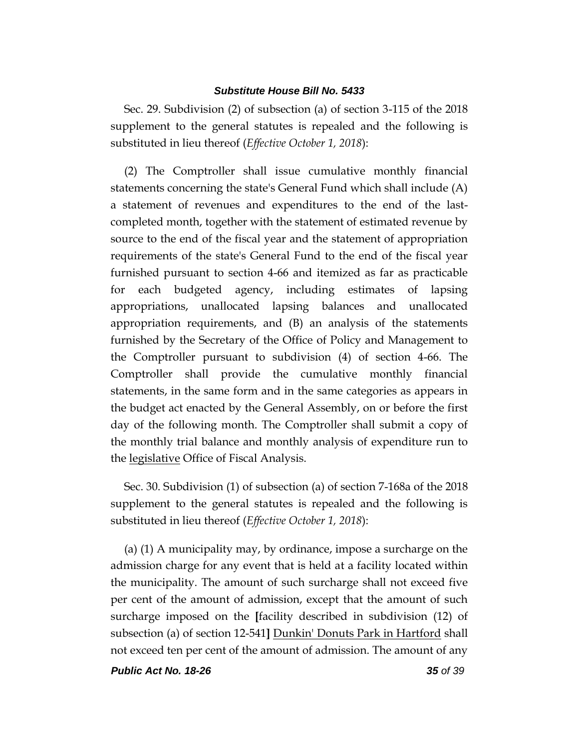Sec. 29. Subdivision (2) of subsection (a) of section 3-115 of the 2018 supplement to the general statutes is repealed and the following is substituted in lieu thereof (*Effective October 1, 2018*):

(2) The Comptroller shall issue cumulative monthly financial statements concerning the state's General Fund which shall include (A) a statement of revenues and expenditures to the end of the last-completed month, together with the statement of estimated revenue by source to the end of the fiscal year and the statement of appropriation requirements of the state's General Fund to the end of the fiscal year furnished pursuant to section 4-66 and itemized as far as practicable for each budgeted agency, including estimates of lapsing appropriations, unallocated lapsing balances and unallocated appropriation requirements, and (B) an analysis of the statements furnished by the Secretary of the Office of Policy and Management to the Comptroller pursuant to subdivision (4) of section 4-66. The Comptroller shall provide the cumulative monthly financial statements, in the same form and in the same categories as appears in the budget act enacted by the General Assembly, on or before the first day of the following month. The Comptroller shall submit a copy of the monthly trial balance and monthly analysis of expenditure run to the <u>legislative</u> Office of Fiscal Analysis.

Sec. 30. Subdivision (1) of subsection (a) of section 7-168a of the 2018 supplement to the general statutes is repealed and the following is substituted in lieu thereof (*Effective October 1, 2018*):

(a) (1) A municipality may, by ordinance, impose a surcharge on the admission charge for any event that is held at a facility located within the municipality. The amount of such surcharge shall not exceed five per cent of the amount of admission, except that the amount of such surcharge imposed on the **[**facility described in subdivision (12) of subsection (a) of section 12-541**]** <u>Dunkin' Donuts Park in Hartford</u> shall not exceed ten per cent of the amount of admission. The amount of any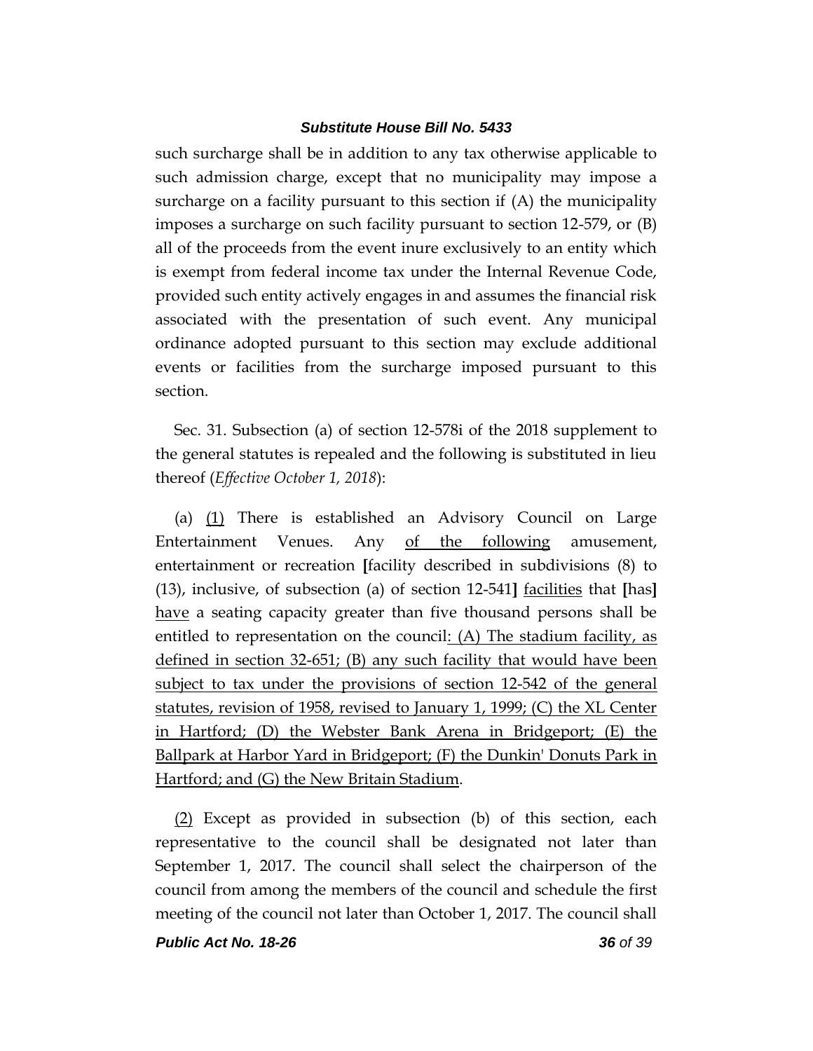such surcharge shall be in addition to any tax otherwise applicable to such admission charge, except that no municipality may impose a surcharge on a facility pursuant to this section if (A) the municipality imposes a surcharge on such facility pursuant to section 12-579, or (B) all of the proceeds from the event inure exclusively to an entity which is exempt from federal income tax under the Internal Revenue Code, provided such entity actively engages in and assumes the financial risk associated with the presentation of such event. Any municipal ordinance adopted pursuant to this section may exclude additional events or facilities from the surcharge imposed pursuant to this section.

Sec. 31. Subsection (a) of section 12-578i of the 2018 supplement to the general statutes is repealed and the following is substituted in lieu thereof (*Effective October 1, 2018*):

(a) <u>(1)</u> There is established an Advisory Council on Large Entertainment Venues. Any <u>of the following</u> amusement, entertainment or recreation **[**facility described in subdivisions (8) to (13), inclusive, of subsection (a) of section 12-541**]** <u>facilities</u> that **[**has**]** <u>have</u> a seating capacity greater than five thousand persons shall be entitled to representation on the council<u>: (A) The stadium facility, as defined in section 32-651; (B) any such facility that would have been subject to tax under the provisions of section 12-542 of the general statutes, revision of 1958, revised to January 1, 1999; (C) the XL Center in Hartford; (D) the Webster Bank Arena in Bridgeport; (E) the Ballpark at Harbor Yard in Bridgeport; (F) the Dunkin' Donuts Park in Hartford; and (G) the New Britain Stadium</u>.

<u>(2)</u> Except as provided in subsection (b) of this section, each representative to the council shall be designated not later than September 1, 2017. The council shall select the chairperson of the council from among the members of the council and schedule the first meeting of the council not later than October 1, 2017. The council shall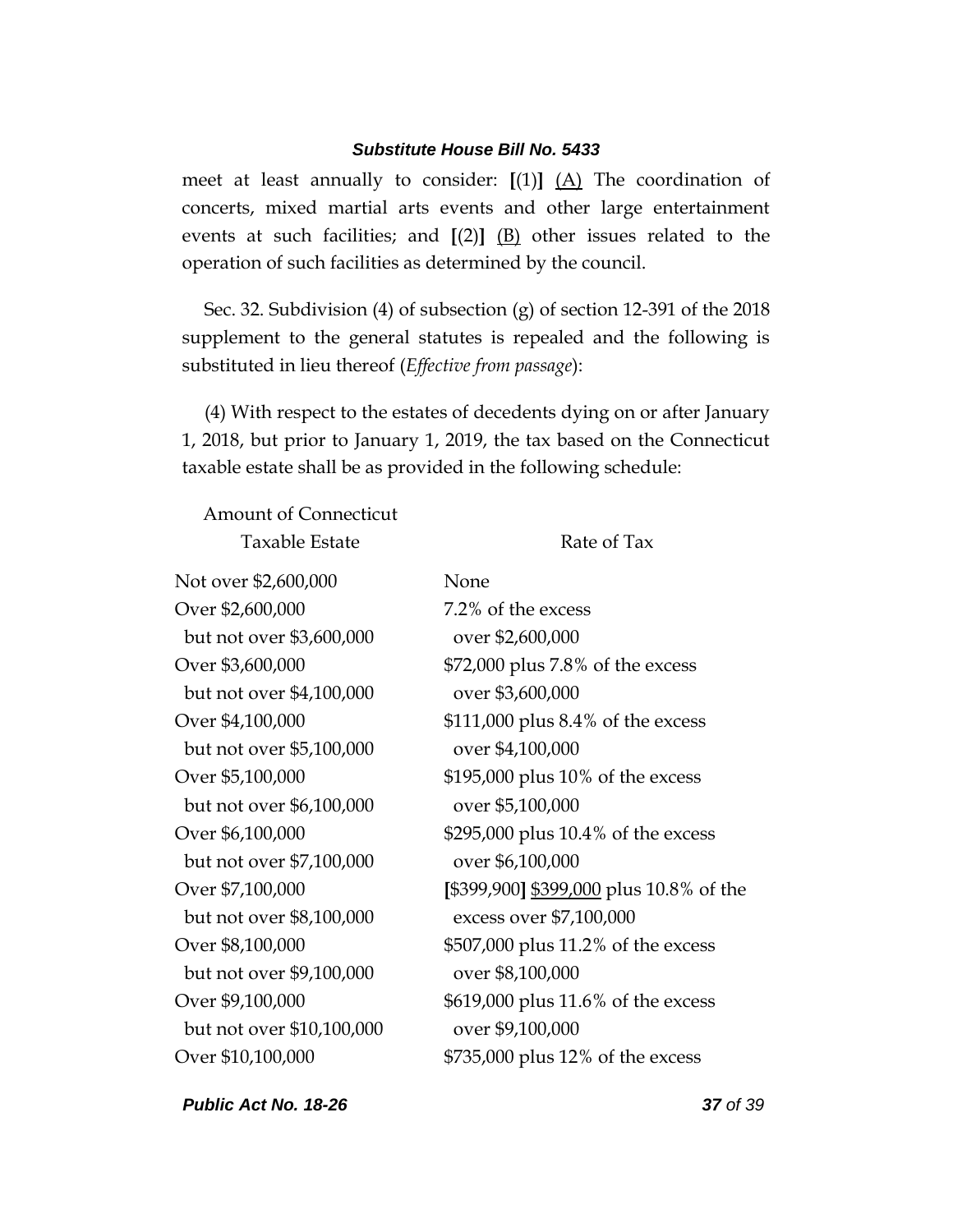meet at least annually to consider: [(1)] (A) The coordination of concerts, mixed martial arts events and other large entertainment events at such facilities; and [(2)] (B) other issues related to the operation of such facilities as determined by the council.

Sec. 32. Subdivision (4) of subsection (g) of section 12-391 of the 2018 supplement to the general statutes is repealed and the following is substituted in lieu thereof (*Effective from passage*):

(4) With respect to the estates of decedents dying on or after January 1, 2018, but prior to January 1, 2019, the tax based on the Connecticut taxable estate shall be as provided in the following schedule:

| Amount of Connecticut Taxable Estate | Rate of Tax |
| --- | --- |
| Not over $2,600,000 | None |
| Over $2,600,000 but not over $3,600,000 | 7.2% of the excess over $2,600,000 |
| Over $3,600,000 but not over $4,100,000 | $72,000 plus 7.8% of the excess over $3,600,000 |
| Over $4,100,000 but not over $5,100,000 | $111,000 plus 8.4% of the excess over $4,100,000 |
| Over $5,100,000 but not over $6,100,000 | $195,000 plus 10% of the excess over $5,100,000 |
| Over $6,100,000 but not over $7,100,000 | $295,000 plus 10.4% of the excess over $6,100,000 |
| Over $7,100,000 but not over $8,100,000 | [$399,900] $399,000 plus 10.8% of the excess over $7,100,000 |
| Over $8,100,000 but not over $9,100,000 | $507,000 plus 11.2% of the excess over $8,100,000 |
| Over $9,100,000 but not over $10,100,000 | $619,000 plus 11.6% of the excess over $9,100,000 |
| Over $10,100,000 | $735,000 plus 12% of the excess |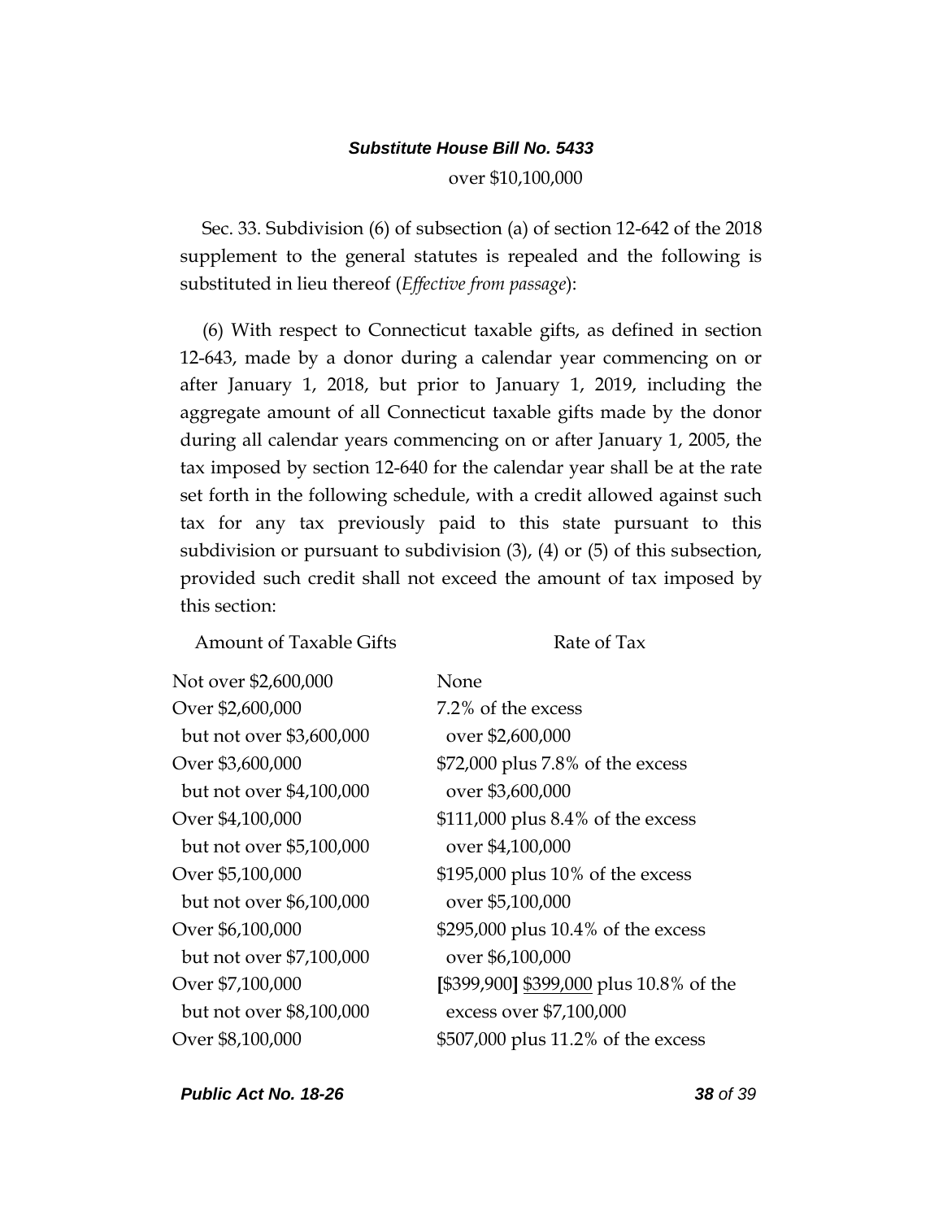over $10,100,000

Sec. 33. Subdivision (6) of subsection (a) of section 12-642 of the 2018 supplement to the general statutes is repealed and the following is substituted in lieu thereof (*Effective from passage*):

(6) With respect to Connecticut taxable gifts, as defined in section 12-643, made by a donor during a calendar year commencing on or after January 1, 2018, but prior to January 1, 2019, including the aggregate amount of all Connecticut taxable gifts made by the donor during all calendar years commencing on or after January 1, 2005, the tax imposed by section 12-640 for the calendar year shall be at the rate set forth in the following schedule, with a credit allowed against such tax for any tax previously paid to this state pursuant to this subdivision or pursuant to subdivision (3), (4) or (5) of this subsection, provided such credit shall not exceed the amount of tax imposed by this section:

| Amount of Taxable Gifts | Rate of Tax |
|---|---|
| Not over $2,600,000 | None |
| Over $2,600,000 but not over $3,600,000 | 7.2% of the excess over $2,600,000 |
| Over $3,600,000 but not over $4,100,000 | $72,000 plus 7.8% of the excess over $3,600,000 |
| Over $4,100,000 but not over $5,100,000 | $111,000 plus 8.4% of the excess over $4,100,000 |
| Over $5,100,000 but not over $6,100,000 | $195,000 plus 10% of the excess over $5,100,000 |
| Over $6,100,000 but not over $7,100,000 | $295,000 plus 10.4% of the excess over $6,100,000 |
| Over $7,100,000 but not over $8,100,000 | **[**$399,900**]** $399,000 plus 10.8% of the excess over $7,100,000 |
| Over $8,100,000 | $507,000 plus 11.2% of the excess |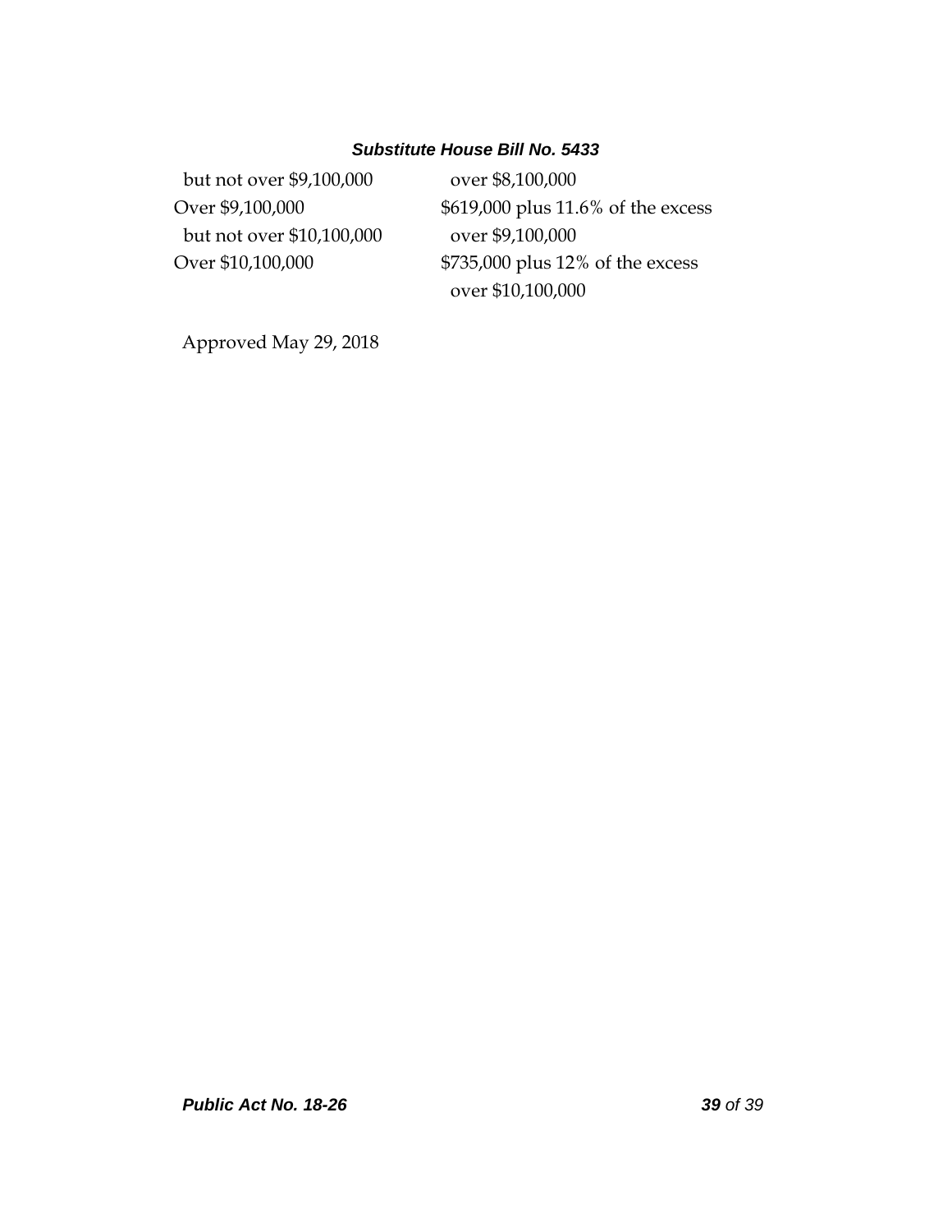| | |
|---|---|
| but not over $9,100,000 | over $8,100,000 |
| Over $9,100,000 but not over $10,100,000 | $619,000 plus 11.6% of the excess over $9,100,000 |
| Over $10,100,000 | $735,000 plus 12% of the excess over $10,100,000 |

Approved May 29, 2018